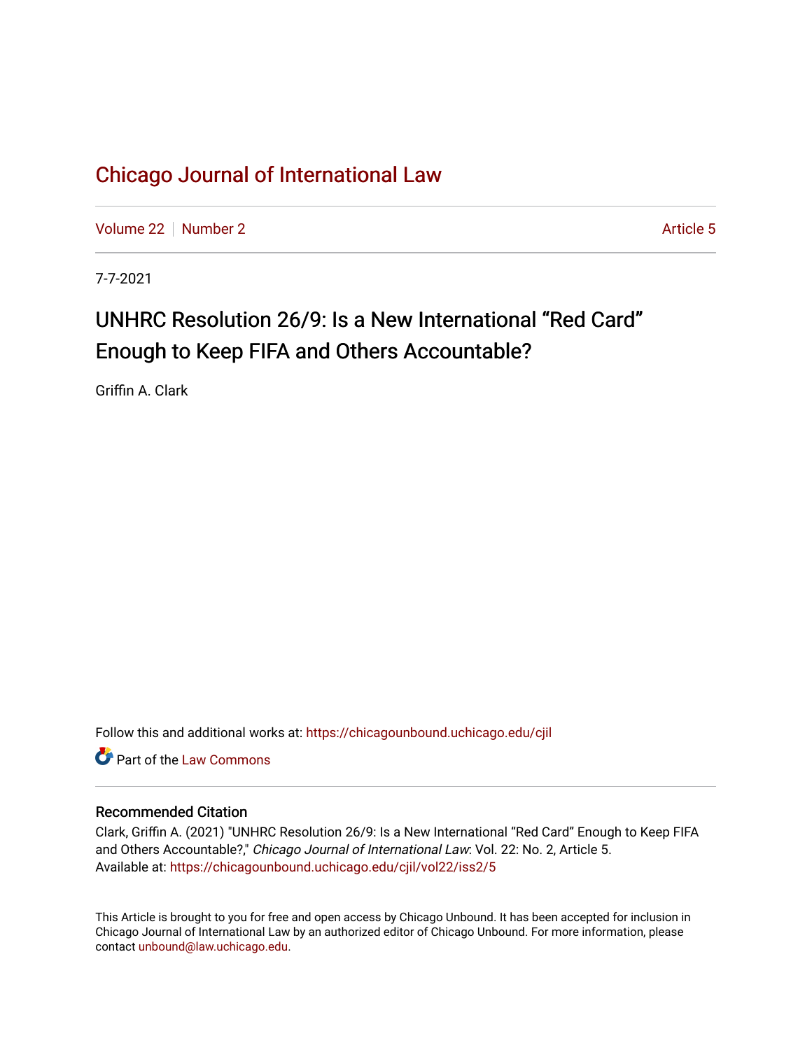# Chicago Journal of International Law

Volume 22 | Number 2 | Article 5

7-7-2021

## UNHRC Resolution 26/9: Is a New International “Red Card” Enough to Keep FIFA and Others Accountable?

Griffin A. Clark

Follow this and additional works at: https://chicagounbound.uchicago.edu/cjil

Part of the Law Commons

### Recommended Citation

Clark, Griffin A. (2021) "UNHRC Resolution 26/9: Is a New International “Red Card” Enough to Keep FIFA and Others Accountable?," *Chicago Journal of International Law*: Vol. 22: No. 2, Article 5.
Available at: https://chicagounbound.uchicago.edu/cjil/vol22/iss2/5

This Article is brought to you for free and open access by Chicago Unbound. It has been accepted for inclusion in Chicago Journal of International Law by an authorized editor of Chicago Unbound. For more information, please contact unbound@law.uchicago.edu.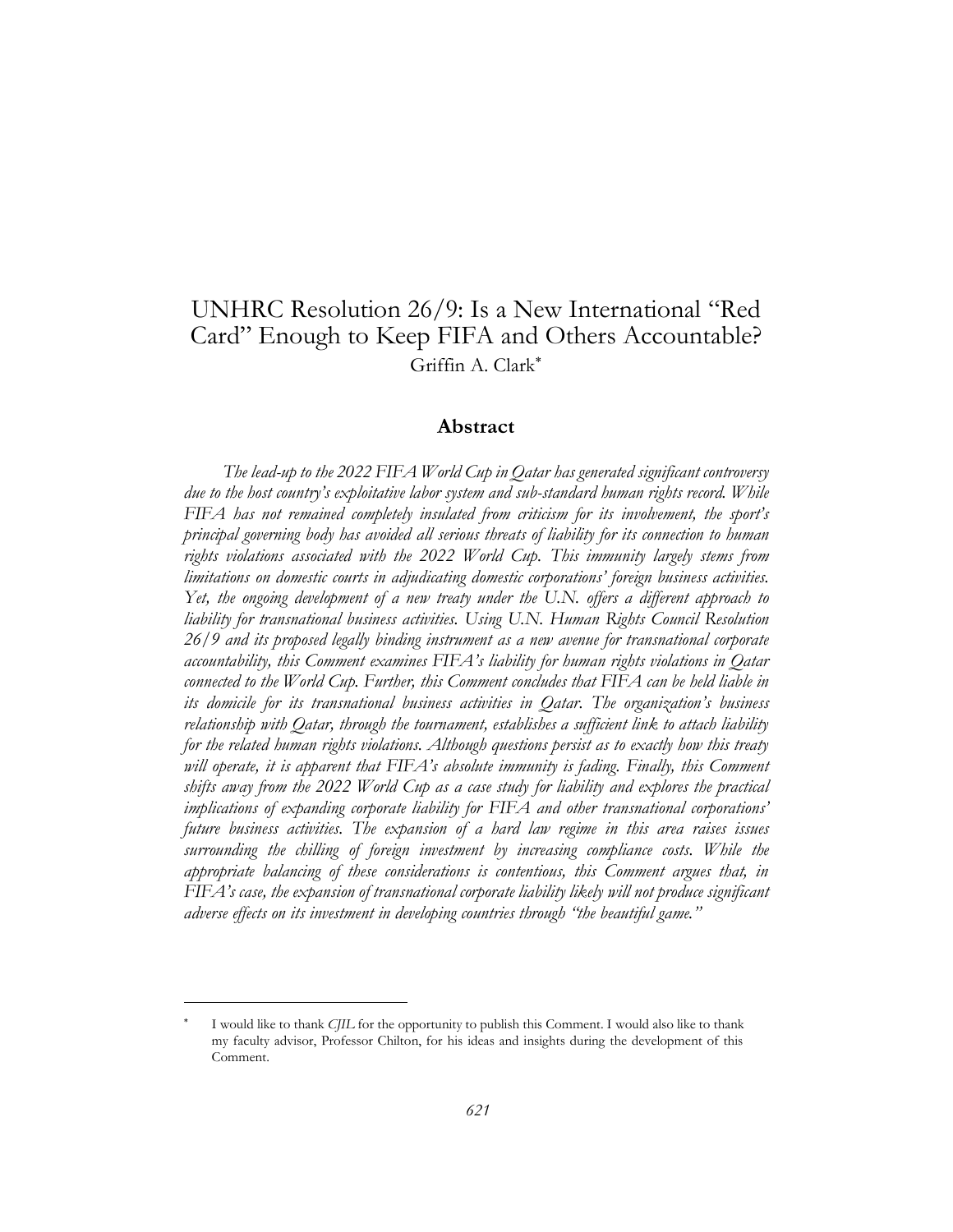# UNHRC Resolution 26/9: Is a New International "Red Card" Enough to Keep FIFA and Others Accountable?

Griffin A. Clark[*]

## Abstract

*The lead-up to the 2022 FIFA World Cup in Qatar has generated significant controversy due to the host country's exploitative labor system and sub-standard human rights record. While FIFA has not remained completely insulated from criticism for its involvement, the sport's principal governing body has avoided all serious threats of liability for its connection to human rights violations associated with the 2022 World Cup. This immunity largely stems from limitations on domestic courts in adjudicating domestic corporations' foreign business activities. Yet, the ongoing development of a new treaty under the U.N. offers a different approach to liability for transnational business activities. Using U.N. Human Rights Council Resolution 26/9 and its proposed legally binding instrument as a new avenue for transnational corporate accountability, this Comment examines FIFA's liability for human rights violations in Qatar connected to the World Cup. Further, this Comment concludes that FIFA can be held liable in its domicile for its transnational business activities in Qatar. The organization's business relationship with Qatar, through the tournament, establishes a sufficient link to attach liability for the related human rights violations. Although questions persist as to exactly how this treaty will operate, it is apparent that FIFA's absolute immunity is fading. Finally, this Comment shifts away from the 2022 World Cup as a case study for liability and explores the practical implications of expanding corporate liability for FIFA and other transnational corporations' future business activities. The expansion of a hard law regime in this area raises issues surrounding the chilling of foreign investment by increasing compliance costs. While the appropriate balancing of these considerations is contentious, this Comment argues that, in FIFA's case, the expansion of transnational corporate liability likely will not produce significant adverse effects on its investment in developing countries through "the beautiful game."*

---

[*] I would like to thank *CJIL* for the opportunity to publish this Comment. I would also like to thank my faculty advisor, Professor Chilton, for his ideas and insights during the development of this Comment.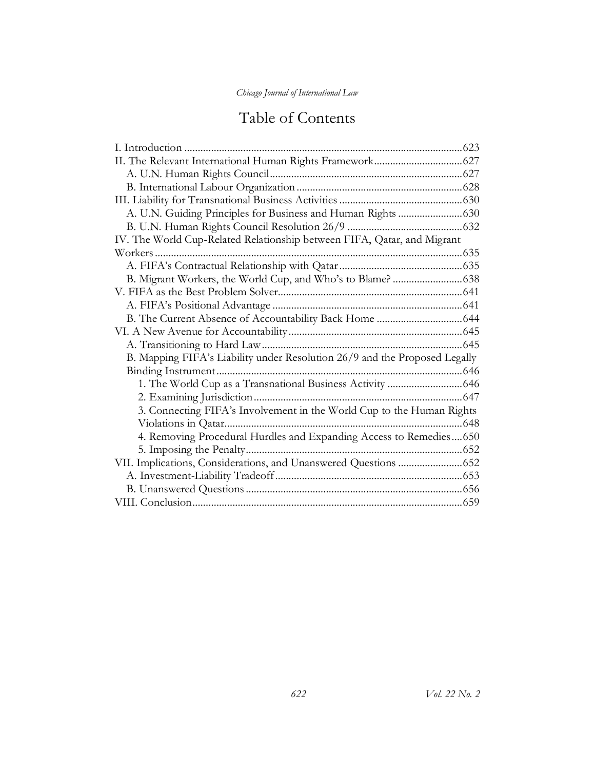# Table of Contents

I. Introduction ....................................................................................................623
II. The Relevant International Human Rights Framework.................................627
- A. U.N. Human Rights Council.......................................................................627
- B. International Labour Organization.............................................................628

III. Liability for Transnational Business Activities .............................................630
- A. U.N. Guiding Principles for Business and Human Rights ........................630
- B. U.N. Human Rights Council Resolution 26/9 ..........................................632

IV. The World Cup-Related Relationship between FIFA, Qatar, and Migrant Workers.................................................................................................................635
- A. FIFA's Contractual Relationship with Qatar.............................................635
- B. Migrant Workers, the World Cup, and Who's to Blame? ..........................638

V. FIFA as the Best Problem Solver....................................................................641
- A. FIFA's Positional Advantage .......................................................................641
- B. The Current Absence of Accountability Back Home ................................644

VI. A New Avenue for Accountability.................................................................645
- A. Transitioning to Hard Law...........................................................................645
- B. Mapping FIFA's Liability under Resolution 26/9 and the Proposed Legally Binding Instrument..........................................................................................646
  - 1. The World Cup as a Transnational Business Activity ............................646
  - 2. Examining Jurisdiction.............................................................................647
  - 3. Connecting FIFA's Involvement in the World Cup to the Human Rights Violations in Qatar........................................................................................648
  - 4. Removing Procedural Hurdles and Expanding Access to Remedies....650
  - 5. Imposing the Penalty................................................................................652

VII. Implications, Considerations, and Unanswered Questions ........................652
- A. Investment-Liability Tradeoff.....................................................................653
- B. Unanswered Questions ................................................................................656

VIII. Conclusion....................................................................................................659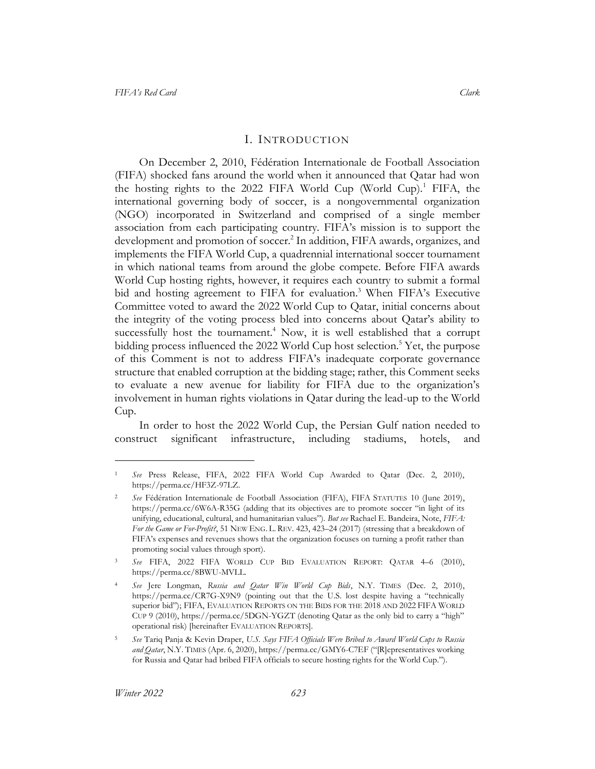## I. INTRODUCTION

On December 2, 2010, Fédération Internationale de Football Association (FIFA) shocked fans around the world when it announced that Qatar had won the hosting rights to the 2022 FIFA World Cup (World Cup).[1] FIFA, the international governing body of soccer, is a nongovernmental organization (NGO) incorporated in Switzerland and comprised of a single member association from each participating country. FIFA's mission is to support the development and promotion of soccer.[2] In addition, FIFA awards, organizes, and implements the FIFA World Cup, a quadrennial international soccer tournament in which national teams from around the globe compete. Before FIFA awards World Cup hosting rights, however, it requires each country to submit a formal bid and hosting agreement to FIFA for evaluation.[3] When FIFA's Executive Committee voted to award the 2022 World Cup to Qatar, initial concerns about the integrity of the voting process bled into concerns about Qatar's ability to successfully host the tournament.[4] Now, it is well established that a corrupt bidding process influenced the 2022 World Cup host selection.[5] Yet, the purpose of this Comment is not to address FIFA's inadequate corporate governance structure that enabled corruption at the bidding stage; rather, this Comment seeks to evaluate a new avenue for liability for FIFA due to the organization's involvement in human rights violations in Qatar during the lead-up to the World Cup.

In order to host the 2022 World Cup, the Persian Gulf nation needed to construct significant infrastructure, including stadiums, hotels, and

---

[1] *See* Press Release, FIFA, 2022 FIFA World Cup Awarded to Qatar (Dec. 2, 2010), https://perma.cc/HF3Z-97LZ.

[2] *See* Fédération Internationale de Football Association (FIFA), FIFA STATUTES 10 (June 2019), https://perma.cc/6W6A-R35G (adding that its objectives are to promote soccer "in light of its unifying, educational, cultural, and humanitarian values"). *But see* Rachael E. Bandeira, Note, *FIFA: For the Game or For-Profit?*, 51 NEW ENG. L. REV. 423, 423–24 (2017) (stressing that a breakdown of FIFA's expenses and revenues shows that the organization focuses on turning a profit rather than promoting social values through sport).

[3] *See* FIFA, 2022 FIFA WORLD CUP BID EVALUATION REPORT: QATAR 4–6 (2010), https://perma.cc/8BWU-MVLL.

[4] *See* Jere Longman, *Russia and Qatar Win World Cup Bids*, N.Y. TIMES (Dec. 2, 2010), https://perma.cc/CR7G-X9N9 (pointing out that the U.S. lost despite having a "technically superior bid"); FIFA, EVALUATION REPORTS ON THE BIDS FOR THE 2018 AND 2022 FIFA WORLD CUP 9 (2010), https://perma.cc/5DGN-YGZT (denoting Qatar as the only bid to carry a "high" operational risk) [hereinafter EVALUATION REPORTS].

[5] *See* Tariq Panja & Kevin Draper, *U.S. Says FIFA Officials Were Bribed to Award World Cups to Russia and Qatar*, N.Y. TIMES (Apr. 6, 2020), https://perma.cc/GMY6-C7EF ("[R]epresentatives working for Russia and Qatar had bribed FIFA officials to secure hosting rights for the World Cup.").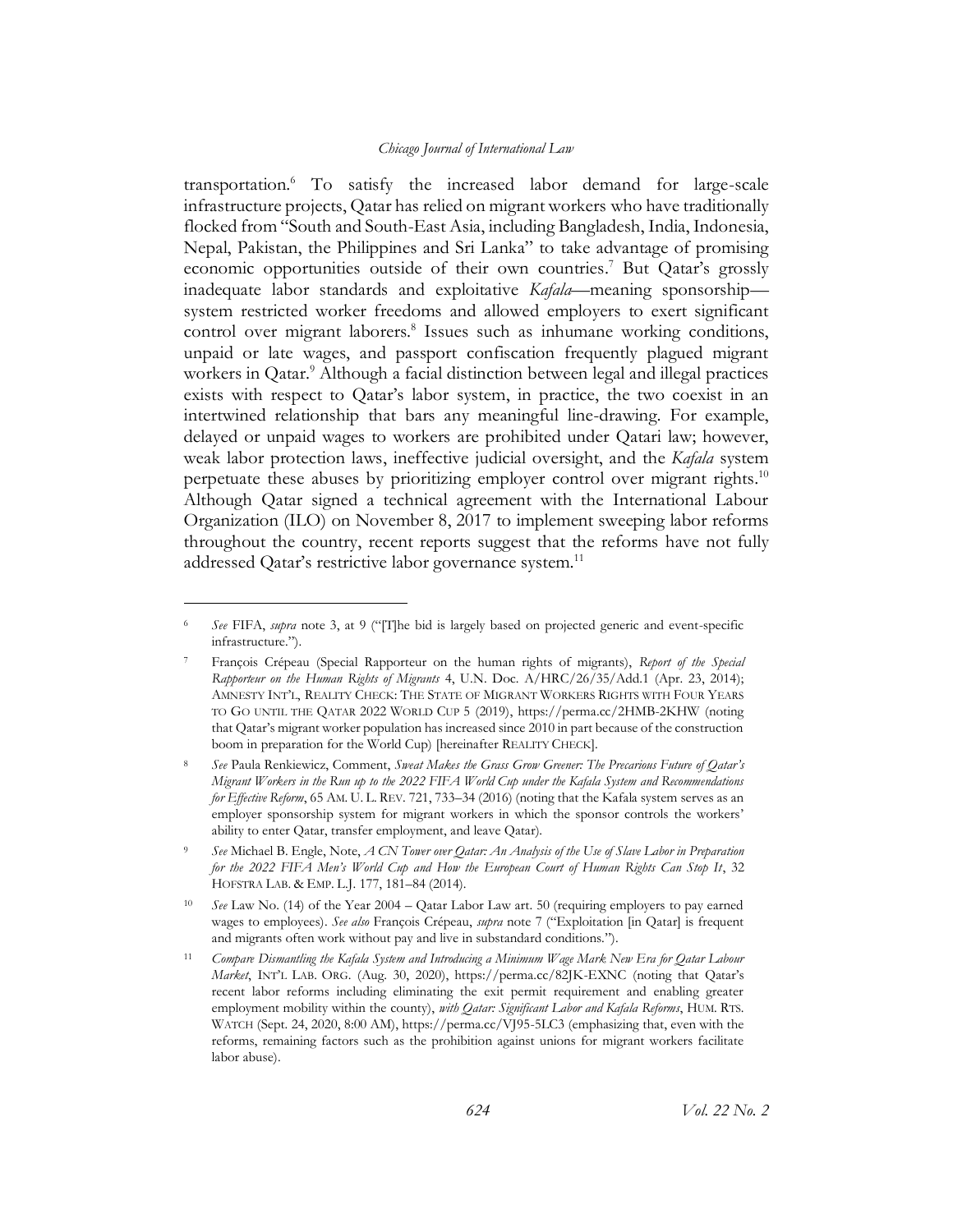transportation.[6] To satisfy the increased labor demand for large-scale infrastructure projects, Qatar has relied on migrant workers who have traditionally flocked from "South and South-East Asia, including Bangladesh, India, Indonesia, Nepal, Pakistan, the Philippines and Sri Lanka" to take advantage of promising economic opportunities outside of their own countries.[7] But Qatar's grossly inadequate labor standards and exploitative *Kafala*—meaning sponsorship—system restricted worker freedoms and allowed employers to exert significant control over migrant laborers.[8] Issues such as inhumane working conditions, unpaid or late wages, and passport confiscation frequently plagued migrant workers in Qatar.[9] Although a facial distinction between legal and illegal practices exists with respect to Qatar's labor system, in practice, the two coexist in an intertwined relationship that bars any meaningful line-drawing. For example, delayed or unpaid wages to workers are prohibited under Qatari law; however, weak labor protection laws, ineffective judicial oversight, and the *Kafala* system perpetuate these abuses by prioritizing employer control over migrant rights.[10] Although Qatar signed a technical agreement with the International Labour Organization (ILO) on November 8, 2017 to implement sweeping labor reforms throughout the country, recent reports suggest that the reforms have not fully addressed Qatar's restrictive labor governance system.[11]

---

[6] *See* FIFA, *supra* note 3, at 9 ("[T]he bid is largely based on projected generic and event-specific infrastructure.").

[7] François Crépeau (Special Rapporteur on the human rights of migrants), *Report of the Special Rapporteur on the Human Rights of Migrants* 4, U.N. Doc. A/HRC/26/35/Add.1 (Apr. 23, 2014); AMNESTY INT'L, REALITY CHECK: THE STATE OF MIGRANT WORKERS RIGHTS WITH FOUR YEARS TO GO UNTIL THE QATAR 2022 WORLD CUP 5 (2019), https://perma.cc/2HMB-2KHW (noting that Qatar's migrant worker population has increased since 2010 in part because of the construction boom in preparation for the World Cup) [hereinafter REALITY CHECK].

[8] *See* Paula Renkiewicz, Comment, *Sweat Makes the Grass Grow Greener: The Precarious Future of Qatar's Migrant Workers in the Run up to the 2022 FIFA World Cup under the Kafala System and Recommendations for Effective Reform*, 65 AM. U. L. REV. 721, 733–34 (2016) (noting that the Kafala system serves as an employer sponsorship system for migrant workers in which the sponsor controls the workers' ability to enter Qatar, transfer employment, and leave Qatar).

[9] *See* Michael B. Engle, Note, *A CN Tower over Qatar: An Analysis of the Use of Slave Labor in Preparation for the 2022 FIFA Men's World Cup and How the European Court of Human Rights Can Stop It*, 32 HOFSTRA LAB. & EMP. L.J. 177, 181–84 (2014).

[10] *See* Law No. (14) of the Year 2004 – Qatar Labor Law art. 50 (requiring employers to pay earned wages to employees). *See also* François Crépeau, *supra* note 7 ("Exploitation [in Qatar] is frequent and migrants often work without pay and live in substandard conditions.").

[11] *Compare Dismantling the Kafala System and Introducing a Minimum Wage Mark New Era for Qatar Labour Market*, INT'L LAB. ORG. (Aug. 30, 2020), https://perma.cc/82JK-EXNC (noting that Qatar's recent labor reforms including eliminating the exit permit requirement and enabling greater employment mobility within the county), *with Qatar: Significant Labor and Kafala Reforms*, HUM. RTS. WATCH (Sept. 24, 2020, 8:00 AM), https://perma.cc/VJ95-5LC3 (emphasizing that, even with the reforms, remaining factors such as the prohibition against unions for migrant workers facilitate labor abuse).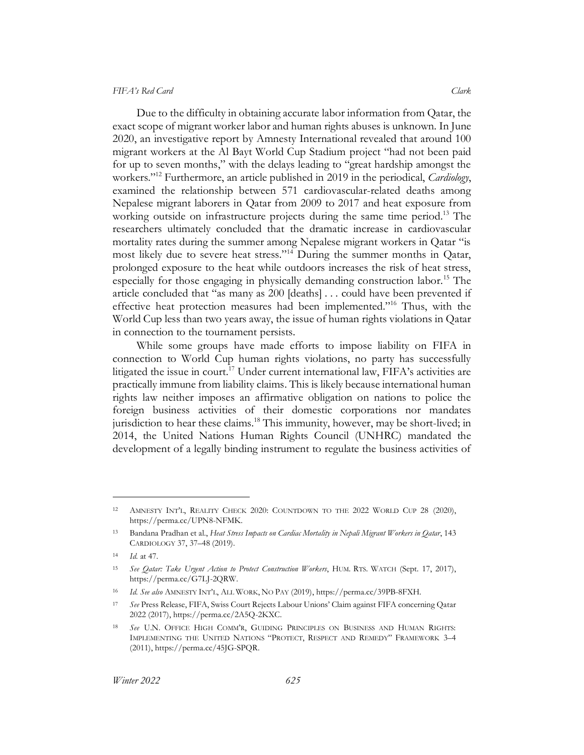Due to the difficulty in obtaining accurate labor information from Qatar, the exact scope of migrant worker labor and human rights abuses is unknown. In June 2020, an investigative report by Amnesty International revealed that around 100 migrant workers at the Al Bayt World Cup Stadium project "had not been paid for up to seven months," with the delays leading to "great hardship amongst the workers."[12] Furthermore, an article published in 2019 in the periodical, *Cardiology*, examined the relationship between 571 cardiovascular-related deaths among Nepalese migrant laborers in Qatar from 2009 to 2017 and heat exposure from working outside on infrastructure projects during the same time period.[13] The researchers ultimately concluded that the dramatic increase in cardiovascular mortality rates during the summer among Nepalese migrant workers in Qatar "is most likely due to severe heat stress."[14] During the summer months in Qatar, prolonged exposure to the heat while outdoors increases the risk of heat stress, especially for those engaging in physically demanding construction labor.[15] The article concluded that "as many as 200 [deaths] . . . could have been prevented if effective heat protection measures had been implemented."[16] Thus, with the World Cup less than two years away, the issue of human rights violations in Qatar in connection to the tournament persists.

While some groups have made efforts to impose liability on FIFA in connection to World Cup human rights violations, no party has successfully litigated the issue in court.[17] Under current international law, FIFA's activities are practically immune from liability claims. This is likely because international human rights law neither imposes an affirmative obligation on nations to police the foreign business activities of their domestic corporations nor mandates jurisdiction to hear these claims.[18] This immunity, however, may be short-lived; in 2014, the United Nations Human Rights Council (UNHRC) mandated the development of a legally binding instrument to regulate the business activities of

---

[12] AMNESTY INT'L, REALITY CHECK 2020: COUNTDOWN TO THE 2022 WORLD CUP 28 (2020), https://perma.cc/UPN8-NFMK.

[13] Bandana Pradhan et al., *Heat Stress Impacts on Cardiac Mortality in Nepali Migrant Workers in Qatar*, 143 CARDIOLOGY 37, 37–48 (2019).

[14] *Id.* at 47.

[15] *See Qatar: Take Urgent Action to Protect Construction Workers*, HUM. RTS. WATCH (Sept. 17, 2017), https://perma.cc/G7LJ-2QRW.

[16] *Id. See also* AMNESTY INT'L, ALL WORK, NO PAY (2019), https://perma.cc/39PB-8FXH.

[17] *See* Press Release, FIFA, Swiss Court Rejects Labour Unions' Claim against FIFA concerning Qatar 2022 (2017), https://perma.cc/2A5Q-2KXC.

[18] *See* U.N. OFFICE HIGH COMM'R, GUIDING PRINCIPLES ON BUSINESS AND HUMAN RIGHTS: IMPLEMENTING THE UNITED NATIONS "PROTECT, RESPECT AND REMEDY" FRAMEWORK 3–4 (2011), https://perma.cc/45JG-SPQR.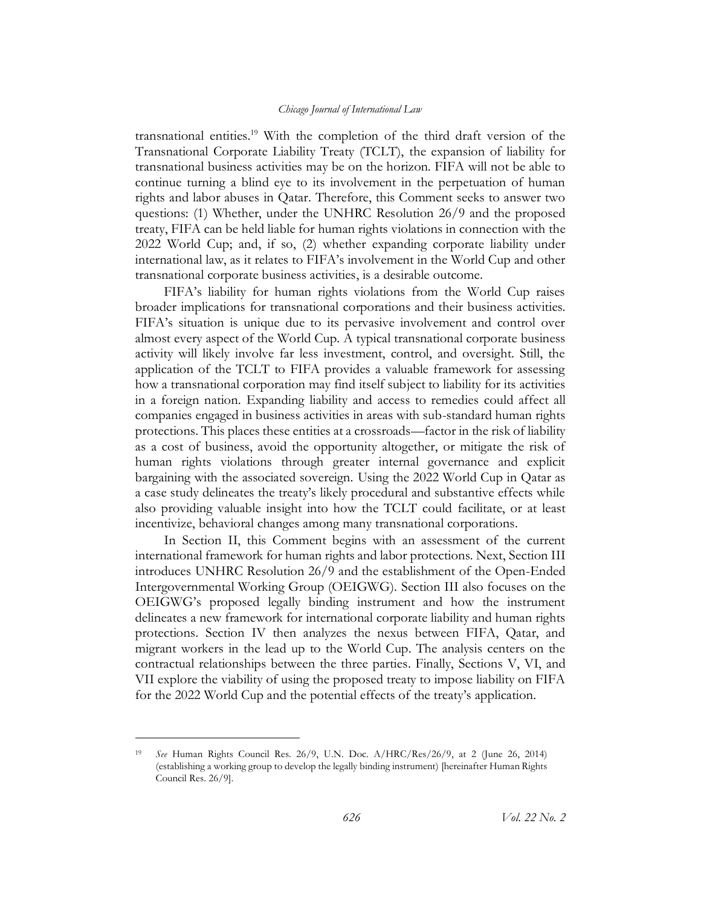transnational entities.[19] With the completion of the third draft version of the Transnational Corporate Liability Treaty (TCLT), the expansion of liability for transnational business activities may be on the horizon. FIFA will not be able to continue turning a blind eye to its involvement in the perpetuation of human rights and labor abuses in Qatar. Therefore, this Comment seeks to answer two questions: (1) Whether, under the UNHRC Resolution 26/9 and the proposed treaty, FIFA can be held liable for human rights violations in connection with the 2022 World Cup; and, if so, (2) whether expanding corporate liability under international law, as it relates to FIFA's involvement in the World Cup and other transnational corporate business activities, is a desirable outcome.

FIFA's liability for human rights violations from the World Cup raises broader implications for transnational corporations and their business activities. FIFA's situation is unique due to its pervasive involvement and control over almost every aspect of the World Cup. A typical transnational corporate business activity will likely involve far less investment, control, and oversight. Still, the application of the TCLT to FIFA provides a valuable framework for assessing how a transnational corporation may find itself subject to liability for its activities in a foreign nation. Expanding liability and access to remedies could affect all companies engaged in business activities in areas with sub-standard human rights protections. This places these entities at a crossroads—factor in the risk of liability as a cost of business, avoid the opportunity altogether, or mitigate the risk of human rights violations through greater internal governance and explicit bargaining with the associated sovereign. Using the 2022 World Cup in Qatar as a case study delineates the treaty's likely procedural and substantive effects while also providing valuable insight into how the TCLT could facilitate, or at least incentivize, behavioral changes among many transnational corporations.

In Section II, this Comment begins with an assessment of the current international framework for human rights and labor protections. Next, Section III introduces UNHRC Resolution 26/9 and the establishment of the Open-Ended Intergovernmental Working Group (OEIGWG). Section III also focuses on the OEIGWG's proposed legally binding instrument and how the instrument delineates a new framework for international corporate liability and human rights protections. Section IV then analyzes the nexus between FIFA, Qatar, and migrant workers in the lead up to the World Cup. The analysis centers on the contractual relationships between the three parties. Finally, Sections V, VI, and VII explore the viability of using the proposed treaty to impose liability on FIFA for the 2022 World Cup and the potential effects of the treaty's application.

---

[19] *See* Human Rights Council Res. 26/9, U.N. Doc. A/HRC/Res/26/9, at 2 (June 26, 2014) (establishing a working group to develop the legally binding instrument) [hereinafter Human Rights Council Res. 26/9].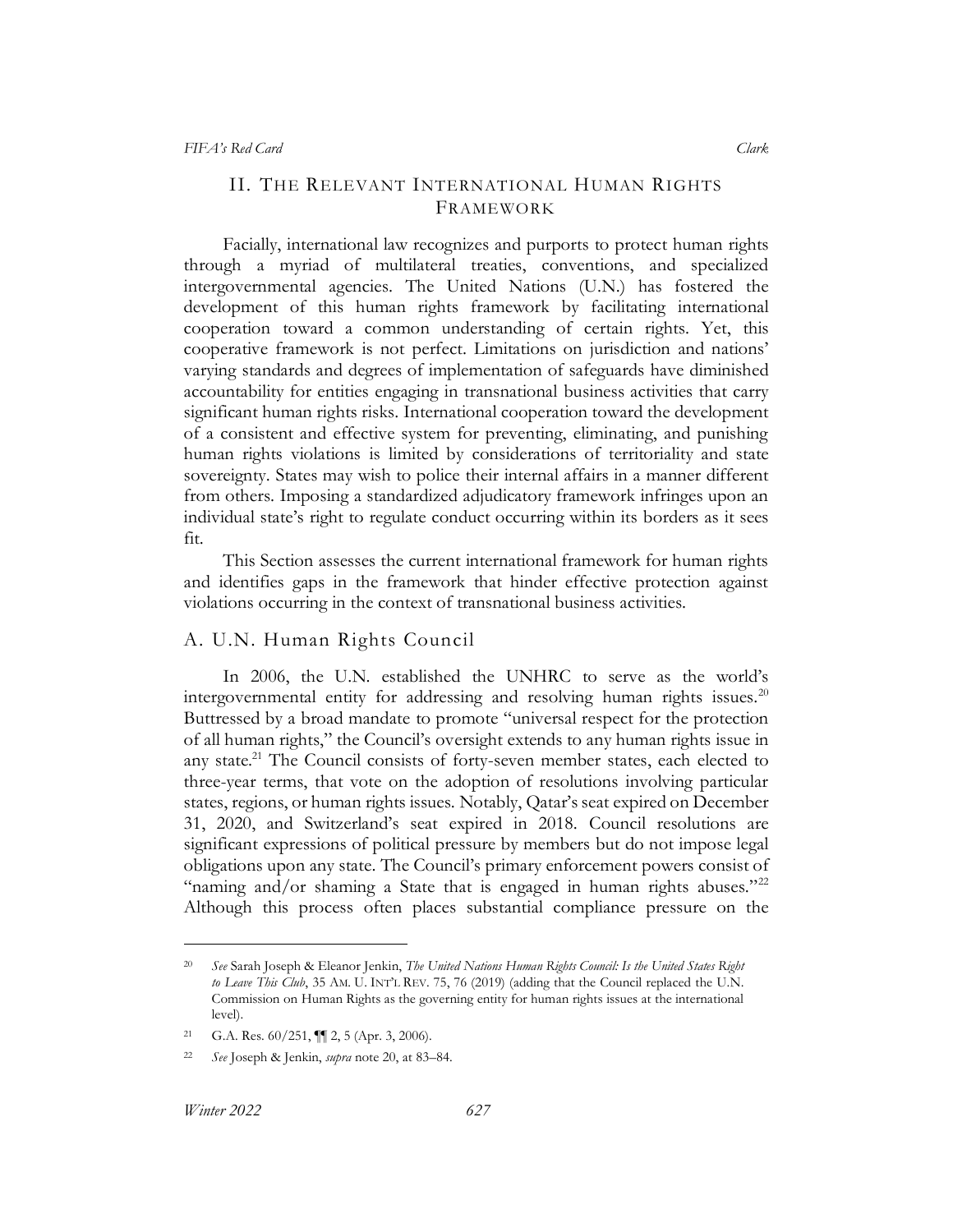## II. The Relevant International Human Rights Framework

Facially, international law recognizes and purports to protect human rights through a myriad of multilateral treaties, conventions, and specialized intergovernmental agencies. The United Nations (U.N.) has fostered the development of this human rights framework by facilitating international cooperation toward a common understanding of certain rights. Yet, this cooperative framework is not perfect. Limitations on jurisdiction and nations' varying standards and degrees of implementation of safeguards have diminished accountability for entities engaging in transnational business activities that carry significant human rights risks. International cooperation toward the development of a consistent and effective system for preventing, eliminating, and punishing human rights violations is limited by considerations of territoriality and state sovereignty. States may wish to police their internal affairs in a manner different from others. Imposing a standardized adjudicatory framework infringes upon an individual state's right to regulate conduct occurring within its borders as it sees fit.

This Section assesses the current international framework for human rights and identifies gaps in the framework that hinder effective protection against violations occurring in the context of transnational business activities.

### A. U.N. Human Rights Council

In 2006, the U.N. established the UNHRC to serve as the world's intergovernmental entity for addressing and resolving human rights issues.[20] Buttressed by a broad mandate to promote "universal respect for the protection of all human rights," the Council's oversight extends to any human rights issue in any state.[21] The Council consists of forty-seven member states, each elected to three-year terms, that vote on the adoption of resolutions involving particular states, regions, or human rights issues. Notably, Qatar's seat expired on December 31, 2020, and Switzerland's seat expired in 2018. Council resolutions are significant expressions of political pressure by members but do not impose legal obligations upon any state. The Council's primary enforcement powers consist of "naming and/or shaming a State that is engaged in human rights abuses."[22] Although this process often places substantial compliance pressure on the

---

[20] *See* Sarah Joseph & Eleanor Jenkin, *The United Nations Human Rights Council: Is the United States Right to Leave This Club*, 35 AM. U. INT'L REV. 75, 76 (2019) (adding that the Council replaced the U.N. Commission on Human Rights as the governing entity for human rights issues at the international level).

[21] G.A. Res. 60/251, ¶¶ 2, 5 (Apr. 3, 2006).

[22] *See* Joseph & Jenkin, *supra* note 20, at 83–84.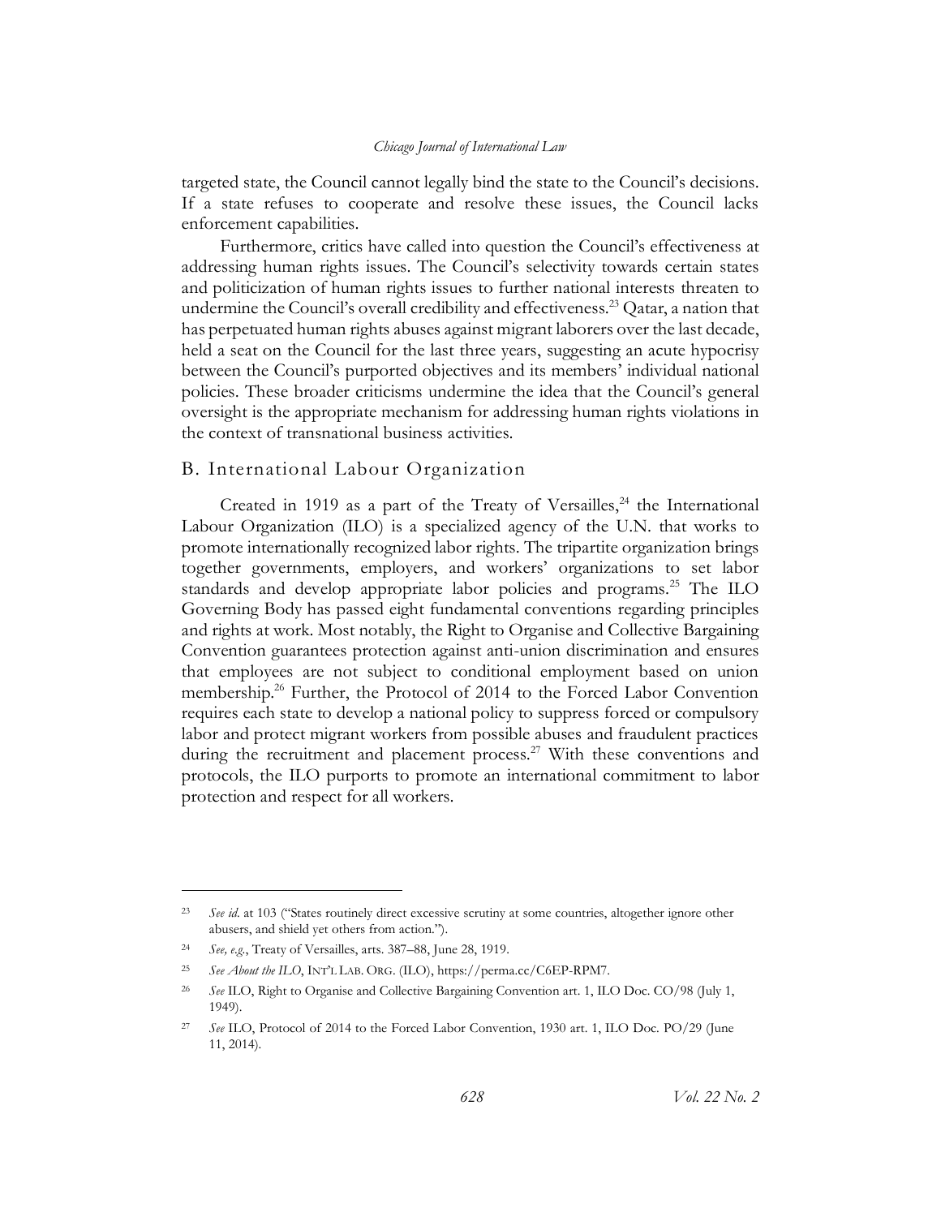targeted state, the Council cannot legally bind the state to the Council's decisions. If a state refuses to cooperate and resolve these issues, the Council lacks enforcement capabilities.

Furthermore, critics have called into question the Council's effectiveness at addressing human rights issues. The Council's selectivity towards certain states and politicization of human rights issues to further national interests threaten to undermine the Council's overall credibility and effectiveness.[23] Qatar, a nation that has perpetuated human rights abuses against migrant laborers over the last decade, held a seat on the Council for the last three years, suggesting an acute hypocrisy between the Council's purported objectives and its members' individual national policies. These broader criticisms undermine the idea that the Council's general oversight is the appropriate mechanism for addressing human rights violations in the context of transnational business activities.

## B. International Labour Organization

Created in 1919 as a part of the Treaty of Versailles,[24] the International Labour Organization (ILO) is a specialized agency of the U.N. that works to promote internationally recognized labor rights. The tripartite organization brings together governments, employers, and workers' organizations to set labor standards and develop appropriate labor policies and programs.[25] The ILO Governing Body has passed eight fundamental conventions regarding principles and rights at work. Most notably, the Right to Organise and Collective Bargaining Convention guarantees protection against anti-union discrimination and ensures that employees are not subject to conditional employment based on union membership.[26] Further, the Protocol of 2014 to the Forced Labor Convention requires each state to develop a national policy to suppress forced or compulsory labor and protect migrant workers from possible abuses and fraudulent practices during the recruitment and placement process.[27] With these conventions and protocols, the ILO purports to promote an international commitment to labor protection and respect for all workers.

---

[23] *See id.* at 103 ("States routinely direct excessive scrutiny at some countries, altogether ignore other abusers, and shield yet others from action.").

[24] *See, e.g.*, Treaty of Versailles, arts. 387–88, June 28, 1919.

[25] *See About the ILO*, INT'L LAB. ORG. (ILO), https://perma.cc/C6EP-RPM7.

[26] *See* ILO, Right to Organise and Collective Bargaining Convention art. 1, ILO Doc. CO/98 (July 1, 1949).

[27] *See* ILO, Protocol of 2014 to the Forced Labor Convention, 1930 art. 1, ILO Doc. PO/29 (June 11, 2014).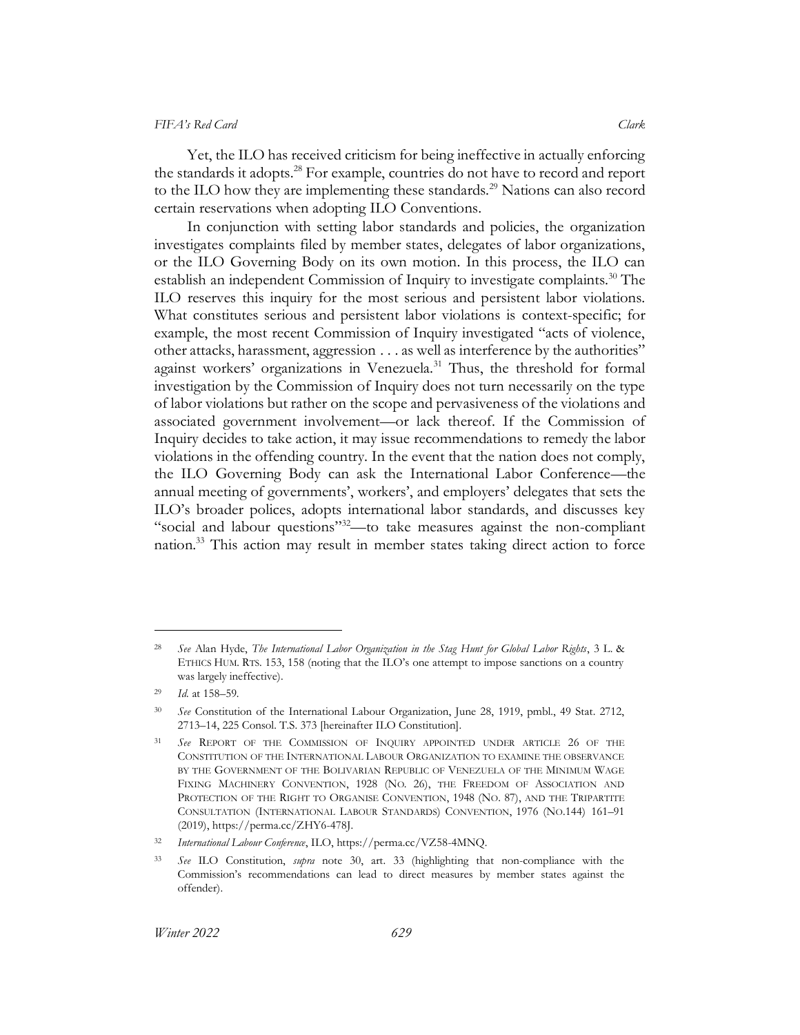Yet, the ILO has received criticism for being ineffective in actually enforcing the standards it adopts.[28] For example, countries do not have to record and report to the ILO how they are implementing these standards.[29] Nations can also record certain reservations when adopting ILO Conventions.

In conjunction with setting labor standards and policies, the organization investigates complaints filed by member states, delegates of labor organizations, or the ILO Governing Body on its own motion. In this process, the ILO can establish an independent Commission of Inquiry to investigate complaints.[30] The ILO reserves this inquiry for the most serious and persistent labor violations. What constitutes serious and persistent labor violations is context-specific; for example, the most recent Commission of Inquiry investigated "acts of violence, other attacks, harassment, aggression . . . as well as interference by the authorities" against workers' organizations in Venezuela.[31] Thus, the threshold for formal investigation by the Commission of Inquiry does not turn necessarily on the type of labor violations but rather on the scope and pervasiveness of the violations and associated government involvement—or lack thereof. If the Commission of Inquiry decides to take action, it may issue recommendations to remedy the labor violations in the offending country. In the event that the nation does not comply, the ILO Governing Body can ask the International Labor Conference—the annual meeting of governments', workers', and employers' delegates that sets the ILO's broader polices, adopts international labor standards, and discusses key "social and labour questions"[32]—to take measures against the non-compliant nation.[33] This action may result in member states taking direct action to force

---

[28] *See* Alan Hyde, *The International Labor Organization in the Stag Hunt for Global Labor Rights*, 3 L. & ETHICS HUM. RTS. 153, 158 (noting that the ILO's one attempt to impose sanctions on a country was largely ineffective).

[29] *Id.* at 158–59.

[30] *See* Constitution of the International Labour Organization, June 28, 1919, pmbl., 49 Stat. 2712, 2713–14, 225 Consol. T.S. 373 [hereinafter ILO Constitution].

[31] *See* REPORT OF THE COMMISSION OF INQUIRY APPOINTED UNDER ARTICLE 26 OF THE CONSTITUTION OF THE INTERNATIONAL LABOUR ORGANIZATION TO EXAMINE THE OBSERVANCE BY THE GOVERNMENT OF THE BOLIVARIAN REPUBLIC OF VENEZUELA OF THE MINIMUM WAGE FIXING MACHINERY CONVENTION, 1928 (NO. 26), THE FREEDOM OF ASSOCIATION AND PROTECTION OF THE RIGHT TO ORGANISE CONVENTION, 1948 (NO. 87), AND THE TRIPARTITE CONSULTATION (INTERNATIONAL LABOUR STANDARDS) CONVENTION, 1976 (NO.144) 161–91 (2019), https://perma.cc/ZHY6-478J.

[32] *International Labour Conference*, ILO, https://perma.cc/VZ58-4MNQ.

[33] *See* ILO Constitution, *supra* note 30, art. 33 (highlighting that non-compliance with the Commission's recommendations can lead to direct measures by member states against the offender).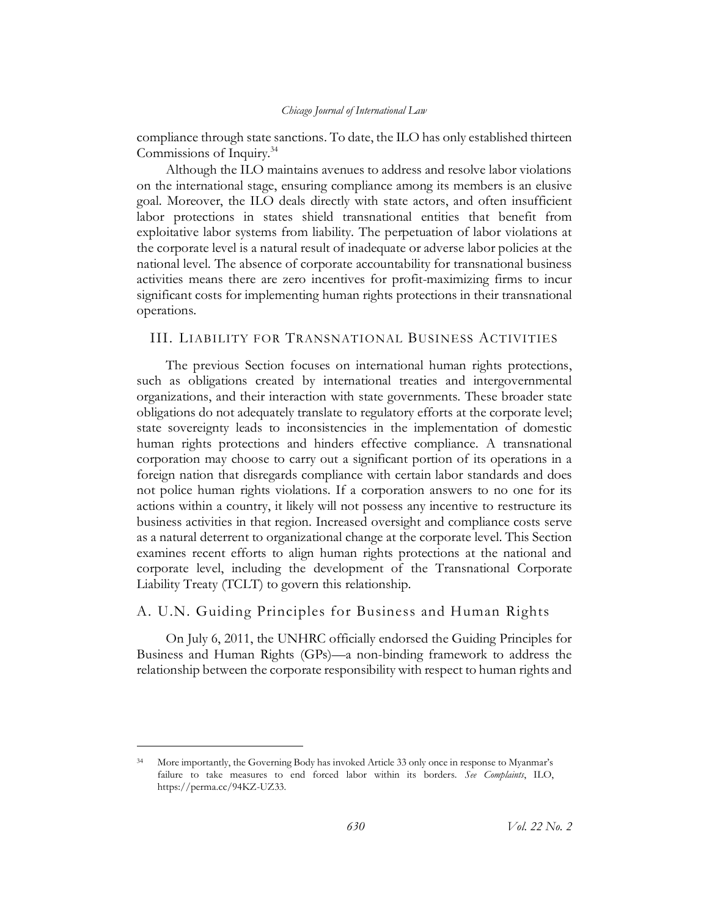compliance through state sanctions. To date, the ILO has only established thirteen Commissions of Inquiry.[34]

Although the ILO maintains avenues to address and resolve labor violations on the international stage, ensuring compliance among its members is an elusive goal. Moreover, the ILO deals directly with state actors, and often insufficient labor protections in states shield transnational entities that benefit from exploitative labor systems from liability. The perpetuation of labor violations at the corporate level is a natural result of inadequate or adverse labor policies at the national level. The absence of corporate accountability for transnational business activities means there are zero incentives for profit-maximizing firms to incur significant costs for implementing human rights protections in their transnational operations.

## III. Liability for Transnational Business Activities

The previous Section focuses on international human rights protections, such as obligations created by international treaties and intergovernmental organizations, and their interaction with state governments. These broader state obligations do not adequately translate to regulatory efforts at the corporate level; state sovereignty leads to inconsistencies in the implementation of domestic human rights protections and hinders effective compliance. A transnational corporation may choose to carry out a significant portion of its operations in a foreign nation that disregards compliance with certain labor standards and does not police human rights violations. If a corporation answers to no one for its actions within a country, it likely will not possess any incentive to restructure its business activities in that region. Increased oversight and compliance costs serve as a natural deterrent to organizational change at the corporate level. This Section examines recent efforts to align human rights protections at the national and corporate level, including the development of the Transnational Corporate Liability Treaty (TCLT) to govern this relationship.

### A. U.N. Guiding Principles for Business and Human Rights

On July 6, 2011, the UNHRC officially endorsed the Guiding Principles for Business and Human Rights (GPs)—a non-binding framework to address the relationship between the corporate responsibility with respect to human rights and

---

[34] More importantly, the Governing Body has invoked Article 33 only once in response to Myanmar's failure to take measures to end forced labor within its borders. *See Complaints*, ILO, https://perma.cc/94KZ-UZ33.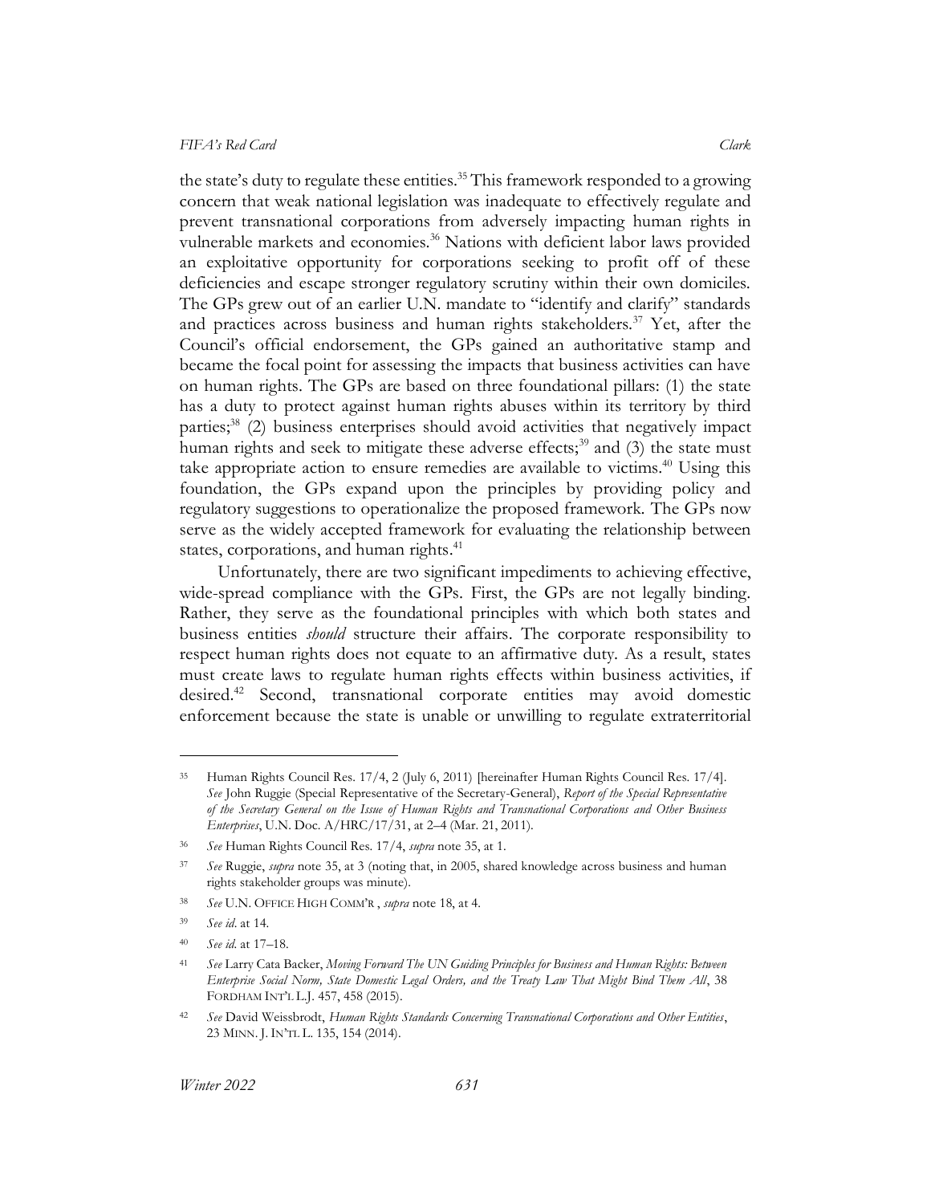the state's duty to regulate these entities.[35] This framework responded to a growing concern that weak national legislation was inadequate to effectively regulate and prevent transnational corporations from adversely impacting human rights in vulnerable markets and economies.[36] Nations with deficient labor laws provided an exploitative opportunity for corporations seeking to profit off of these deficiencies and escape stronger regulatory scrutiny within their own domiciles. The GPs grew out of an earlier U.N. mandate to "identify and clarify" standards and practices across business and human rights stakeholders.[37] Yet, after the Council's official endorsement, the GPs gained an authoritative stamp and became the focal point for assessing the impacts that business activities can have on human rights. The GPs are based on three foundational pillars: (1) the state has a duty to protect against human rights abuses within its territory by third parties;[38] (2) business enterprises should avoid activities that negatively impact human rights and seek to mitigate these adverse effects;[39] and (3) the state must take appropriate action to ensure remedies are available to victims.[40] Using this foundation, the GPs expand upon the principles by providing policy and regulatory suggestions to operationalize the proposed framework. The GPs now serve as the widely accepted framework for evaluating the relationship between states, corporations, and human rights.[41]

Unfortunately, there are two significant impediments to achieving effective, wide-spread compliance with the GPs. First, the GPs are not legally binding. Rather, they serve as the foundational principles with which both states and business entities *should* structure their affairs. The corporate responsibility to respect human rights does not equate to an affirmative duty. As a result, states must create laws to regulate human rights effects within business activities, if desired.[42] Second, transnational corporate entities may avoid domestic enforcement because the state is unable or unwilling to regulate extraterritorial

---

35 Human Rights Council Res. 17/4, 2 (July 6, 2011) [hereinafter Human Rights Council Res. 17/4]. *See* John Ruggie (Special Representative of the Secretary-General), *Report of the Special Representative of the Secretary General on the Issue of Human Rights and Transnational Corporations and Other Business Enterprises*, U.N. Doc. A/HRC/17/31, at 2–4 (Mar. 21, 2011).

36 *See* Human Rights Council Res. 17/4, *supra* note 35, at 1.

37 *See* Ruggie, *supra* note 35, at 3 (noting that, in 2005, shared knowledge across business and human rights stakeholder groups was minute).

38 *See* U.N. OFFICE HIGH COMM'R , *supra* note 18, at 4.

39 *See id.* at 14.

40 *See id.* at 17–18.

41 *See* Larry Cata Backer, *Moving Forward The UN Guiding Principles for Business and Human Rights: Between Enterprise Social Norm, State Domestic Legal Orders, and the Treaty Law That Might Bind Them All*, 38 FORDHAM INT'L L.J. 457, 458 (2015).

42 *See* David Weissbrodt, *Human Rights Standards Concerning Transnational Corporations and Other Entities*, 23 MINN. J. IN'TL L. 135, 154 (2014).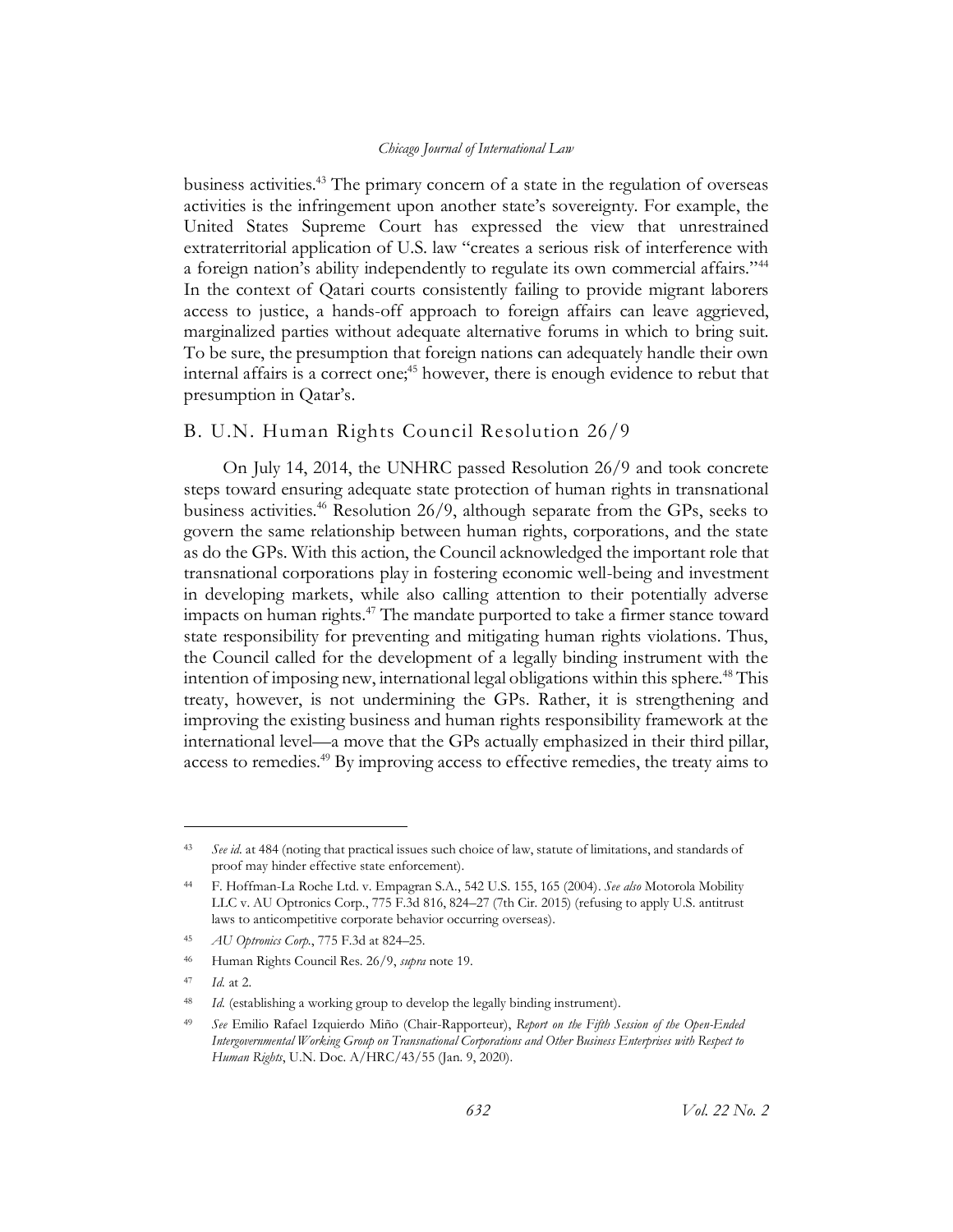business activities.[43] The primary concern of a state in the regulation of overseas activities is the infringement upon another state's sovereignty. For example, the United States Supreme Court has expressed the view that unrestrained extraterritorial application of U.S. law "creates a serious risk of interference with a foreign nation's ability independently to regulate its own commercial affairs."[44] In the context of Qatari courts consistently failing to provide migrant laborers access to justice, a hands-off approach to foreign affairs can leave aggrieved, marginalized parties without adequate alternative forums in which to bring suit. To be sure, the presumption that foreign nations can adequately handle their own internal affairs is a correct one;[45] however, there is enough evidence to rebut that presumption in Qatar's.

## B. U.N. Human Rights Council Resolution 26/9

On July 14, 2014, the UNHRC passed Resolution 26/9 and took concrete steps toward ensuring adequate state protection of human rights in transnational business activities.[46] Resolution 26/9, although separate from the GPs, seeks to govern the same relationship between human rights, corporations, and the state as do the GPs. With this action, the Council acknowledged the important role that transnational corporations play in fostering economic well-being and investment in developing markets, while also calling attention to their potentially adverse impacts on human rights.[47] The mandate purported to take a firmer stance toward state responsibility for preventing and mitigating human rights violations. Thus, the Council called for the development of a legally binding instrument with the intention of imposing new, international legal obligations within this sphere.[48] This treaty, however, is not undermining the GPs. Rather, it is strengthening and improving the existing business and human rights responsibility framework at the international level—a move that the GPs actually emphasized in their third pillar, access to remedies.[49] By improving access to effective remedies, the treaty aims to

---

[43] *See id.* at 484 (noting that practical issues such choice of law, statute of limitations, and standards of proof may hinder effective state enforcement).

[44] F. Hoffman-La Roche Ltd. v. Empagran S.A., 542 U.S. 155, 165 (2004). *See also* Motorola Mobility LLC v. AU Optronics Corp., 775 F.3d 816, 824–27 (7th Cir. 2015) (refusing to apply U.S. antitrust laws to anticompetitive corporate behavior occurring overseas).

[45] *AU Optronics Corp.*, 775 F.3d at 824–25.

[46] Human Rights Council Res. 26/9, *supra* note 19.

[47] *Id.* at 2.

[48] *Id.* (establishing a working group to develop the legally binding instrument).

[49] *See* Emilio Rafael Izquierdo Miño (Chair-Rapporteur), *Report on the Fifth Session of the Open-Ended Intergovernmental Working Group on Transnational Corporations and Other Business Enterprises with Respect to Human Rights*, U.N. Doc. A/HRC/43/55 (Jan. 9, 2020).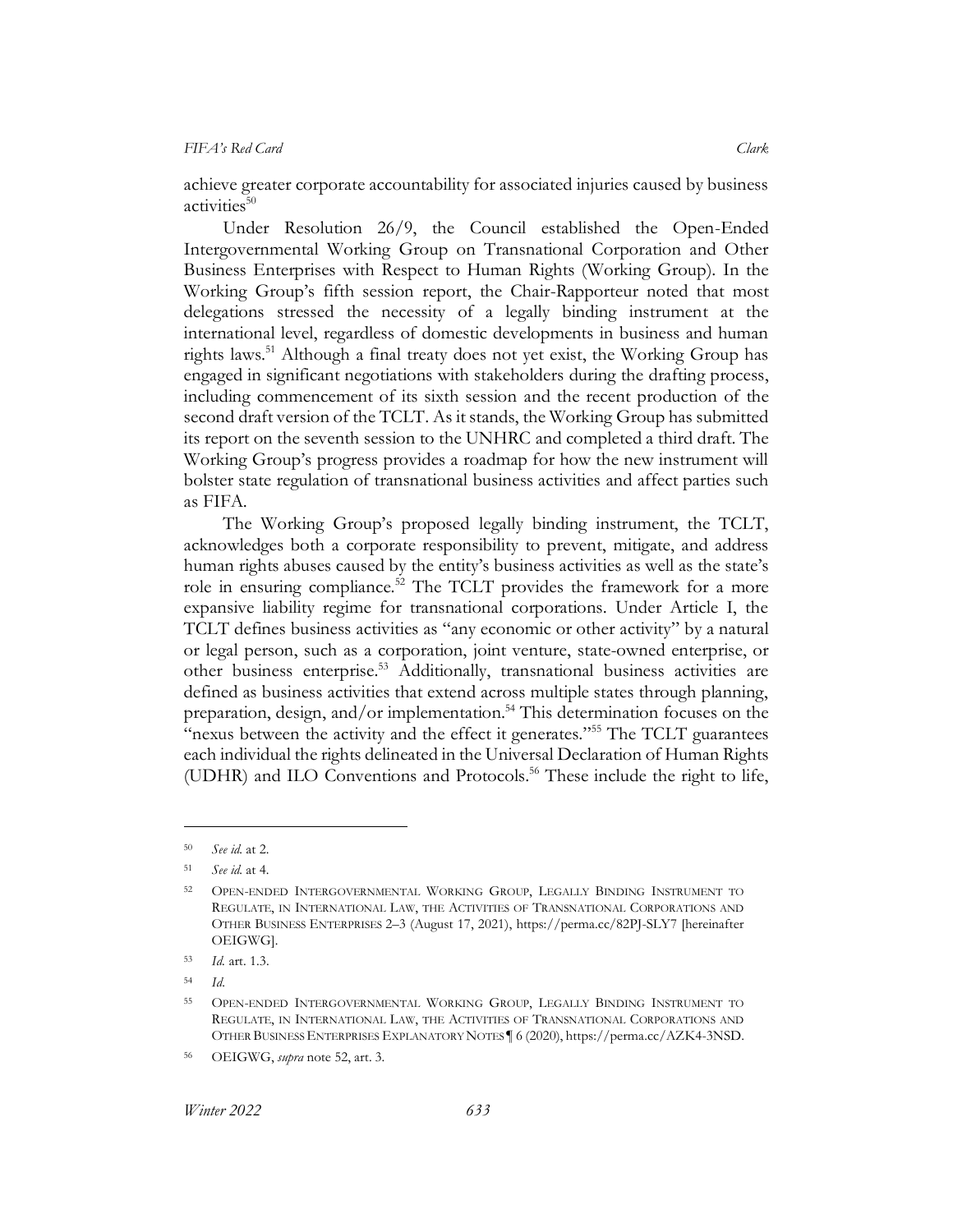achieve greater corporate accountability for associated injuries caused by business activities[50]

Under Resolution 26/9, the Council established the Open-Ended Intergovernmental Working Group on Transnational Corporation and Other Business Enterprises with Respect to Human Rights (Working Group). In the Working Group's fifth session report, the Chair-Rapporteur noted that most delegations stressed the necessity of a legally binding instrument at the international level, regardless of domestic developments in business and human rights laws.[51] Although a final treaty does not yet exist, the Working Group has engaged in significant negotiations with stakeholders during the drafting process, including commencement of its sixth session and the recent production of the second draft version of the TCLT. As it stands, the Working Group has submitted its report on the seventh session to the UNHRC and completed a third draft. The Working Group's progress provides a roadmap for how the new instrument will bolster state regulation of transnational business activities and affect parties such as FIFA.

The Working Group's proposed legally binding instrument, the TCLT, acknowledges both a corporate responsibility to prevent, mitigate, and address human rights abuses caused by the entity's business activities as well as the state's role in ensuring compliance.[52] The TCLT provides the framework for a more expansive liability regime for transnational corporations. Under Article I, the TCLT defines business activities as "any economic or other activity" by a natural or legal person, such as a corporation, joint venture, state-owned enterprise, or other business enterprise.[53] Additionally, transnational business activities are defined as business activities that extend across multiple states through planning, preparation, design, and/or implementation.[54] This determination focuses on the "nexus between the activity and the effect it generates."[55] The TCLT guarantees each individual the rights delineated in the Universal Declaration of Human Rights (UDHR) and ILO Conventions and Protocols.[56] These include the right to life,

---

[50] *See id.* at 2.

[51] *See id.* at 4.

[52] OPEN-ENDED INTERGOVERNMENTAL WORKING GROUP, LEGALLY BINDING INSTRUMENT TO REGULATE, IN INTERNATIONAL LAW, THE ACTIVITIES OF TRANSNATIONAL CORPORATIONS AND OTHER BUSINESS ENTERPRISES 2–3 (August 17, 2021), https://perma.cc/82PJ-SLY7 [hereinafter OEIGWG].

[53] *Id.* art. 1.3.

[54] *Id.*

[55] OPEN-ENDED INTERGOVERNMENTAL WORKING GROUP, LEGALLY BINDING INSTRUMENT TO REGULATE, IN INTERNATIONAL LAW, THE ACTIVITIES OF TRANSNATIONAL CORPORATIONS AND OTHER BUSINESS ENTERPRISES EXPLANATORY NOTES ¶ 6 (2020), https://perma.cc/AZK4-3NSD.

[56] OEIGWG, *supra* note 52, art. 3.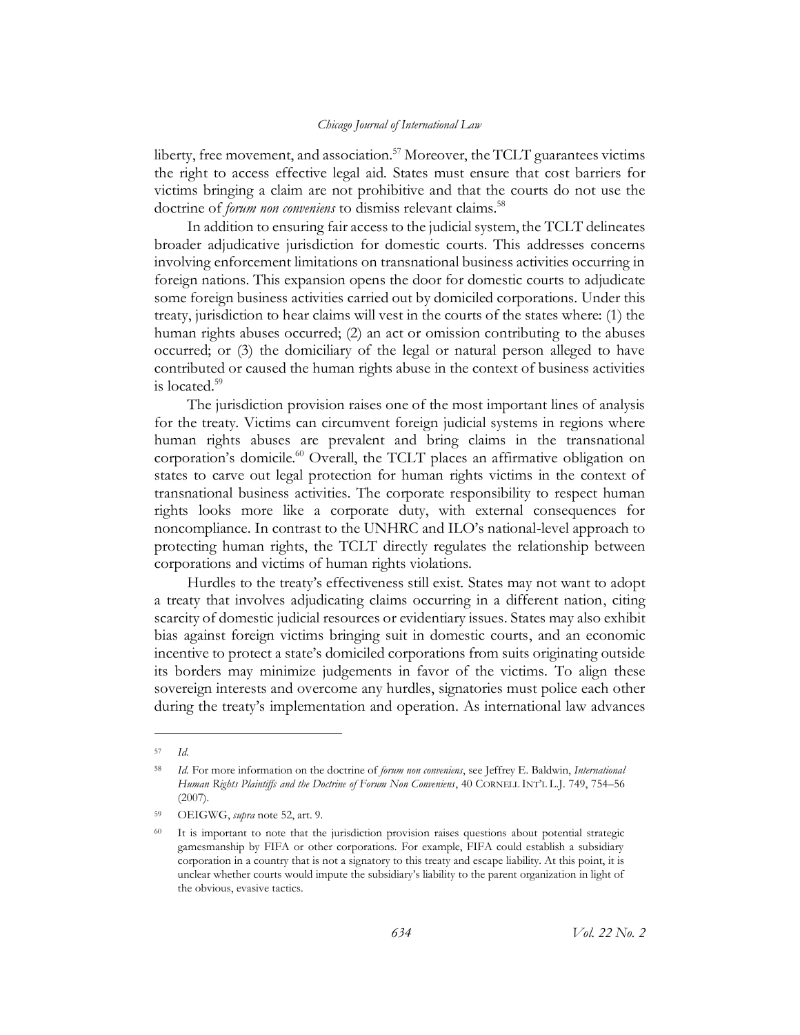liberty, free movement, and association.[57] Moreover, the TCLT guarantees victims the right to access effective legal aid. States must ensure that cost barriers for victims bringing a claim are not prohibitive and that the courts do not use the doctrine of *forum non conveniens* to dismiss relevant claims.[58]

In addition to ensuring fair access to the judicial system, the TCLT delineates broader adjudicative jurisdiction for domestic courts. This addresses concerns involving enforcement limitations on transnational business activities occurring in foreign nations. This expansion opens the door for domestic courts to adjudicate some foreign business activities carried out by domiciled corporations. Under this treaty, jurisdiction to hear claims will vest in the courts of the states where: (1) the human rights abuses occurred; (2) an act or omission contributing to the abuses occurred; or (3) the domiciliary of the legal or natural person alleged to have contributed or caused the human rights abuse in the context of business activities is located.[59]

The jurisdiction provision raises one of the most important lines of analysis for the treaty. Victims can circumvent foreign judicial systems in regions where human rights abuses are prevalent and bring claims in the transnational corporation's domicile.[60] Overall, the TCLT places an affirmative obligation on states to carve out legal protection for human rights victims in the context of transnational business activities. The corporate responsibility to respect human rights looks more like a corporate duty, with external consequences for noncompliance. In contrast to the UNHRC and ILO's national-level approach to protecting human rights, the TCLT directly regulates the relationship between corporations and victims of human rights violations.

Hurdles to the treaty's effectiveness still exist. States may not want to adopt a treaty that involves adjudicating claims occurring in a different nation, citing scarcity of domestic judicial resources or evidentiary issues. States may also exhibit bias against foreign victims bringing suit in domestic courts, and an economic incentive to protect a state's domiciled corporations from suits originating outside its borders may minimize judgements in favor of the victims. To align these sovereign interests and overcome any hurdles, signatories must police each other during the treaty's implementation and operation. As international law advances

---

[57] *Id.*

[58] *Id.* For more information on the doctrine of *forum non conveniens*, see Jeffrey E. Baldwin, *International Human Rights Plaintiffs and the Doctrine of Forum Non Conveniens*, 40 CORNELL INT'L L.J. 749, 754–56 (2007).

[59] OEIGWG, *supra* note 52, art. 9.

[60] It is important to note that the jurisdiction provision raises questions about potential strategic gamesmanship by FIFA or other corporations. For example, FIFA could establish a subsidiary corporation in a country that is not a signatory to this treaty and escape liability. At this point, it is unclear whether courts would impute the subsidiary's liability to the parent organization in light of the obvious, evasive tactics.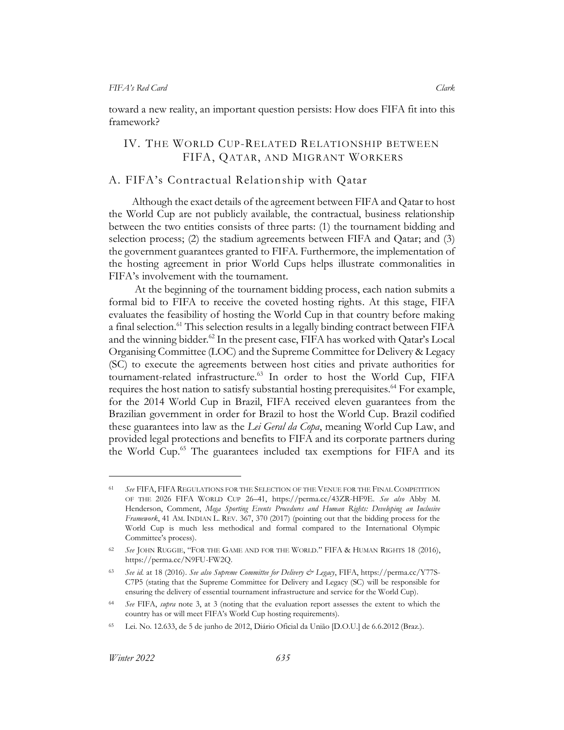toward a new reality, an important question persists: How does FIFA fit into this framework?

## IV. The World Cup-Related Relationship between FIFA, Qatar, and Migrant Workers

### A. FIFA's Contractual Relationship with Qatar

Although the exact details of the agreement between FIFA and Qatar to host the World Cup are not publicly available, the contractual, business relationship between the two entities consists of three parts: (1) the tournament bidding and selection process; (2) the stadium agreements between FIFA and Qatar; and (3) the government guarantees granted to FIFA. Furthermore, the implementation of the hosting agreement in prior World Cups helps illustrate commonalities in FIFA's involvement with the tournament.

At the beginning of the tournament bidding process, each nation submits a formal bid to FIFA to receive the coveted hosting rights. At this stage, FIFA evaluates the feasibility of hosting the World Cup in that country before making a final selection.[61] This selection results in a legally binding contract between FIFA and the winning bidder.[62] In the present case, FIFA has worked with Qatar's Local Organising Committee (LOC) and the Supreme Committee for Delivery & Legacy (SC) to execute the agreements between host cities and private authorities for tournament-related infrastructure.[63] In order to host the World Cup, FIFA requires the host nation to satisfy substantial hosting prerequisites.[64] For example, for the 2014 World Cup in Brazil, FIFA received eleven guarantees from the Brazilian government in order for Brazil to host the World Cup. Brazil codified these guarantees into law as the *Lei Geral da Copa*, meaning World Cup Law, and provided legal protections and benefits to FIFA and its corporate partners during the World Cup.[65] The guarantees included tax exemptions for FIFA and its

---

[61] *See* FIFA, FIFA Regulations for the Selection of the Venue for the Final Competition of the 2026 FIFA World Cup 26–41, https://perma.cc/43ZR-HF9E. *See also* Abby M. Henderson, Comment, *Mega Sporting Events Procedures and Human Rights: Developing an Inclusive Framework*, 41 Am. Indian L. Rev. 367, 370 (2017) (pointing out that the bidding process for the World Cup is much less methodical and formal compared to the International Olympic Committee's process).

[62] *See* John Ruggie, "For the Game and for the World." FIFA & Human Rights 18 (2016), https://perma.cc/N9FU-FW2Q.

[63] *See id.* at 18 (2016). *See also Supreme Committee for Delivery & Legacy*, FIFA, https://perma.cc/Y77S-C7P5 (stating that the Supreme Committee for Delivery and Legacy (SC) will be responsible for ensuring the delivery of essential tournament infrastructure and service for the World Cup).

[64] *See* FIFA, *supra* note 3, at 3 (noting that the evaluation report assesses the extent to which the country has or will meet FIFA's World Cup hosting requirements).

[65] Lei. No. 12.633, de 5 de junho de 2012, Diário Oficial da União [D.O.U.] de 6.6.2012 (Braz.).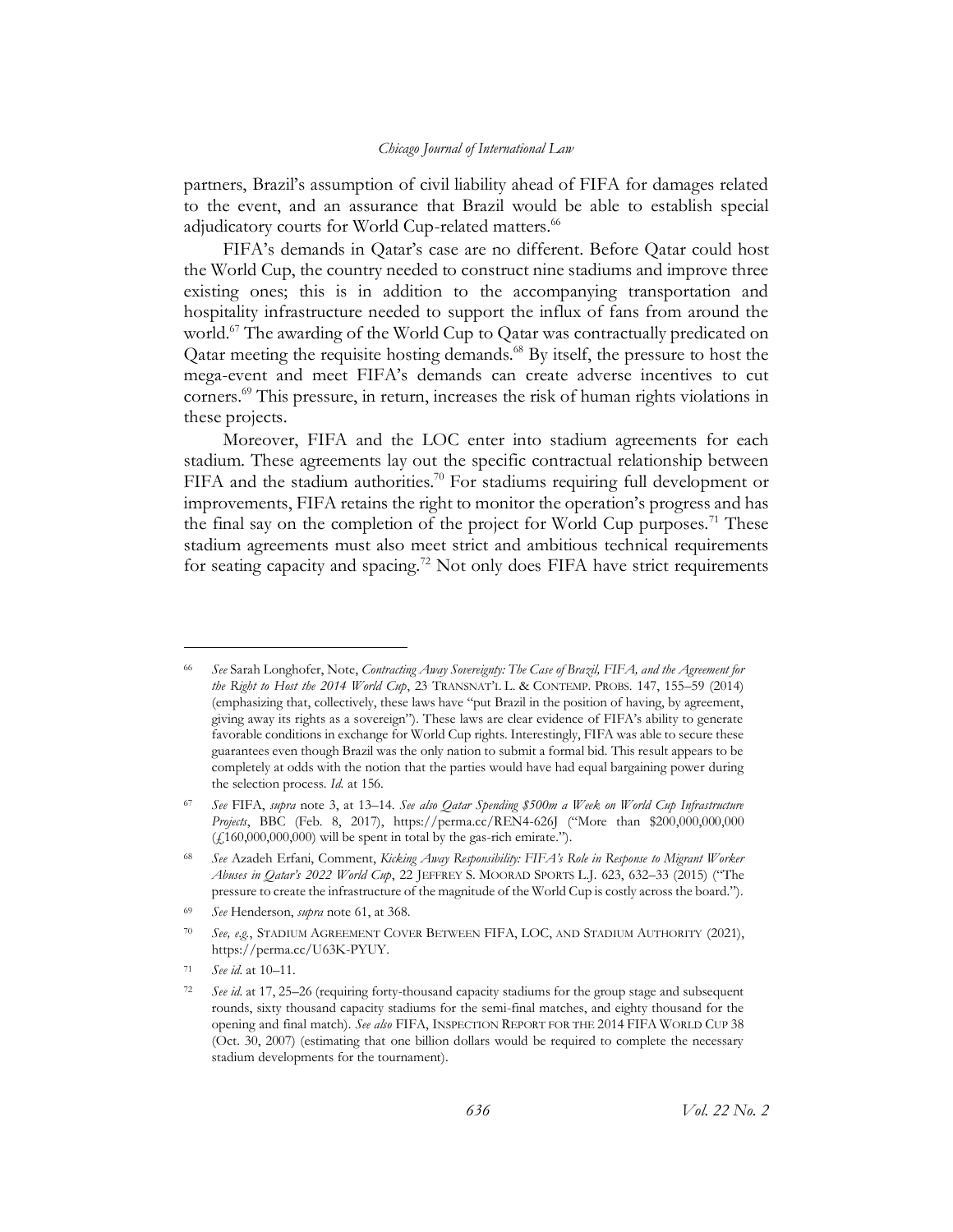partners, Brazil's assumption of civil liability ahead of FIFA for damages related to the event, and an assurance that Brazil would be able to establish special adjudicatory courts for World Cup-related matters.[66]

FIFA's demands in Qatar's case are no different. Before Qatar could host the World Cup, the country needed to construct nine stadiums and improve three existing ones; this is in addition to the accompanying transportation and hospitality infrastructure needed to support the influx of fans from around the world.[67] The awarding of the World Cup to Qatar was contractually predicated on Qatar meeting the requisite hosting demands.[68] By itself, the pressure to host the mega-event and meet FIFA's demands can create adverse incentives to cut corners.[69] This pressure, in return, increases the risk of human rights violations in these projects.

Moreover, FIFA and the LOC enter into stadium agreements for each stadium. These agreements lay out the specific contractual relationship between FIFA and the stadium authorities.[70] For stadiums requiring full development or improvements, FIFA retains the right to monitor the operation's progress and has the final say on the completion of the project for World Cup purposes.[71] These stadium agreements must also meet strict and ambitious technical requirements for seating capacity and spacing.[72] Not only does FIFA have strict requirements

---

[66] *See* Sarah Longhofer, Note, *Contracting Away Sovereignty: The Case of Brazil, FIFA, and the Agreement for the Right to Host the 2014 World Cup*, 23 TRANSNAT'L L. & CONTEMP. PROBS. 147, 155–59 (2014) (emphasizing that, collectively, these laws have "put Brazil in the position of having, by agreement, giving away its rights as a sovereign"). These laws are clear evidence of FIFA's ability to generate favorable conditions in exchange for World Cup rights. Interestingly, FIFA was able to secure these guarantees even though Brazil was the only nation to submit a formal bid. This result appears to be completely at odds with the notion that the parties would have had equal bargaining power during the selection process. *Id.* at 156.

[67] *See* FIFA, *supra* note 3, at 13–14. *See also Qatar Spending $500m a Week on World Cup Infrastructure Projects*, BBC (Feb. 8, 2017), https://perma.cc/REN4-626J ("More than $200,000,000,000 (£160,000,000,000) will be spent in total by the gas-rich emirate.").

[68] *See* Azadeh Erfani, Comment, *Kicking Away Responsibility: FIFA's Role in Response to Migrant Worker Abuses in Qatar's 2022 World Cup*, 22 JEFFREY S. MOORAD SPORTS L.J. 623, 632–33 (2015) ("The pressure to create the infrastructure of the magnitude of the World Cup is costly across the board.").

[69] *See* Henderson, *supra* note 61, at 368.

[70] *See, e.g.*, STADIUM AGREEMENT COVER BETWEEN FIFA, LOC, AND STADIUM AUTHORITY (2021), https://perma.cc/U63K-PYUY.

[71] *See id.* at 10–11.

[72] *See id.* at 17, 25–26 (requiring forty-thousand capacity stadiums for the group stage and subsequent rounds, sixty thousand capacity stadiums for the semi-final matches, and eighty thousand for the opening and final match). *See also* FIFA, INSPECTION REPORT FOR THE 2014 FIFA WORLD CUP 38 (Oct. 30, 2007) (estimating that one billion dollars would be required to complete the necessary stadium developments for the tournament).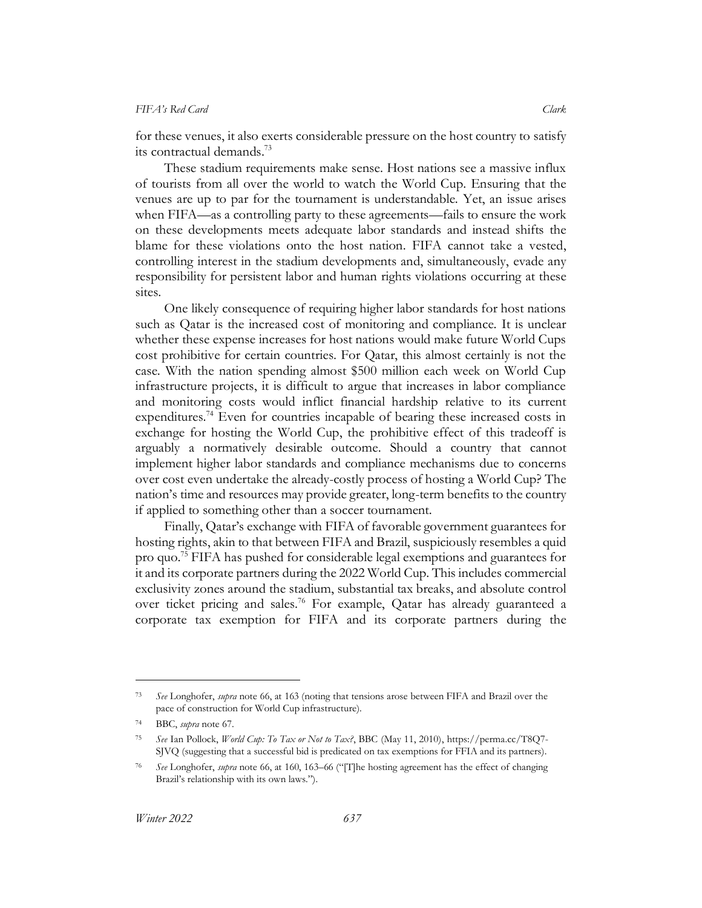for these venues, it also exerts considerable pressure on the host country to satisfy its contractual demands.[73]

These stadium requirements make sense. Host nations see a massive influx of tourists from all over the world to watch the World Cup. Ensuring that the venues are up to par for the tournament is understandable. Yet, an issue arises when FIFA—as a controlling party to these agreements—fails to ensure the work on these developments meets adequate labor standards and instead shifts the blame for these violations onto the host nation. FIFA cannot take a vested, controlling interest in the stadium developments and, simultaneously, evade any responsibility for persistent labor and human rights violations occurring at these sites.

One likely consequence of requiring higher labor standards for host nations such as Qatar is the increased cost of monitoring and compliance. It is unclear whether these expense increases for host nations would make future World Cups cost prohibitive for certain countries. For Qatar, this almost certainly is not the case. With the nation spending almost $500 million each week on World Cup infrastructure projects, it is difficult to argue that increases in labor compliance and monitoring costs would inflict financial hardship relative to its current expenditures.[74] Even for countries incapable of bearing these increased costs in exchange for hosting the World Cup, the prohibitive effect of this tradeoff is arguably a normatively desirable outcome. Should a country that cannot implement higher labor standards and compliance mechanisms due to concerns over cost even undertake the already-costly process of hosting a World Cup? The nation's time and resources may provide greater, long-term benefits to the country if applied to something other than a soccer tournament.

Finally, Qatar's exchange with FIFA of favorable government guarantees for hosting rights, akin to that between FIFA and Brazil, suspiciously resembles a quid pro quo.[75] FIFA has pushed for considerable legal exemptions and guarantees for it and its corporate partners during the 2022 World Cup. This includes commercial exclusivity zones around the stadium, substantial tax breaks, and absolute control over ticket pricing and sales.[76] For example, Qatar has already guaranteed a corporate tax exemption for FIFA and its corporate partners during the

---

[73] *See* Longhofer, *supra* note 66, at 163 (noting that tensions arose between FIFA and Brazil over the pace of construction for World Cup infrastructure).

[74] BBC, *supra* note 67.

[75] *See* Ian Pollock, *World Cup: To Tax or Not to Tax?*, BBC (May 11, 2010), https://perma.cc/T8Q7-SJVQ (suggesting that a successful bid is predicated on tax exemptions for FFIA and its partners).

[76] *See* Longhofer, *supra* note 66, at 160, 163–66 ("[T]he hosting agreement has the effect of changing Brazil's relationship with its own laws.").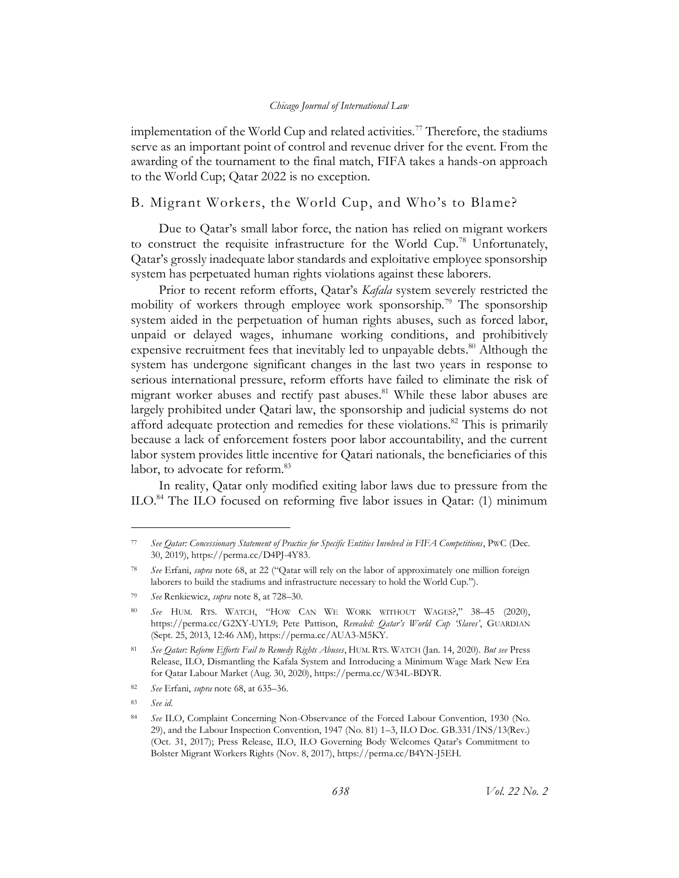implementation of the World Cup and related activities.[77] Therefore, the stadiums serve as an important point of control and revenue driver for the event. From the awarding of the tournament to the final match, FIFA takes a hands-on approach to the World Cup; Qatar 2022 is no exception.

## B. Migrant Workers, the World Cup, and Who's to Blame?

Due to Qatar's small labor force, the nation has relied on migrant workers to construct the requisite infrastructure for the World Cup.[78] Unfortunately, Qatar's grossly inadequate labor standards and exploitative employee sponsorship system has perpetuated human rights violations against these laborers.

Prior to recent reform efforts, Qatar's *Kafala* system severely restricted the mobility of workers through employee work sponsorship.[79] The sponsorship system aided in the perpetuation of human rights abuses, such as forced labor, unpaid or delayed wages, inhumane working conditions, and prohibitively expensive recruitment fees that inevitably led to unpayable debts.[80] Although the system has undergone significant changes in the last two years in response to serious international pressure, reform efforts have failed to eliminate the risk of migrant worker abuses and rectify past abuses.[81] While these labor abuses are largely prohibited under Qatari law, the sponsorship and judicial systems do not afford adequate protection and remedies for these violations.[82] This is primarily because a lack of enforcement fosters poor labor accountability, and the current labor system provides little incentive for Qatari nationals, the beneficiaries of this labor, to advocate for reform.[83]

In reality, Qatar only modified exiting labor laws due to pressure from the ILO.[84] The ILO focused on reforming five labor issues in Qatar: (1) minimum

---

[77] *See Qatar: Concessionary Statement of Practice for Specific Entities Involved in FIFA Competitions*, PwC (Dec. 30, 2019), https://perma.cc/D4PJ-4Y83.

[78] *See* Erfani, *supra* note 68, at 22 ("Qatar will rely on the labor of approximately one million foreign laborers to build the stadiums and infrastructure necessary to hold the World Cup.").

[79] *See* Renkiewicz, *supra* note 8, at 728–30.

[80] *See* HUM. RTS. WATCH, "HOW CAN WE WORK WITHOUT WAGES?," 38–45 (2020), https://perma.cc/G2XY-UYL9; Pete Pattison, *Revealed: Qatar's World Cup 'Slaves'*, GUARDIAN (Sept. 25, 2013, 12:46 AM), https://perma.cc/AUA3-M5KY.

[81] *See Qatar: Reform Efforts Fail to Remedy Rights Abuses*, HUM. RTS. WATCH (Jan. 14, 2020). *But see* Press Release, ILO, Dismantling the Kafala System and Introducing a Minimum Wage Mark New Era for Qatar Labour Market (Aug. 30, 2020), https://perma.cc/W34L-BDYR.

[82] *See* Erfani, *supra* note 68, at 635–36.

[83] *See id.*

[84] *See* ILO, Complaint Concerning Non-Observance of the Forced Labour Convention, 1930 (No. 29), and the Labour Inspection Convention, 1947 (No. 81) 1–3, ILO Doc. GB.331/INS/13(Rev.) (Oct. 31, 2017); Press Release, ILO, ILO Governing Body Welcomes Qatar's Commitment to Bolster Migrant Workers Rights (Nov. 8, 2017), https://perma.cc/B4YN-J5EH.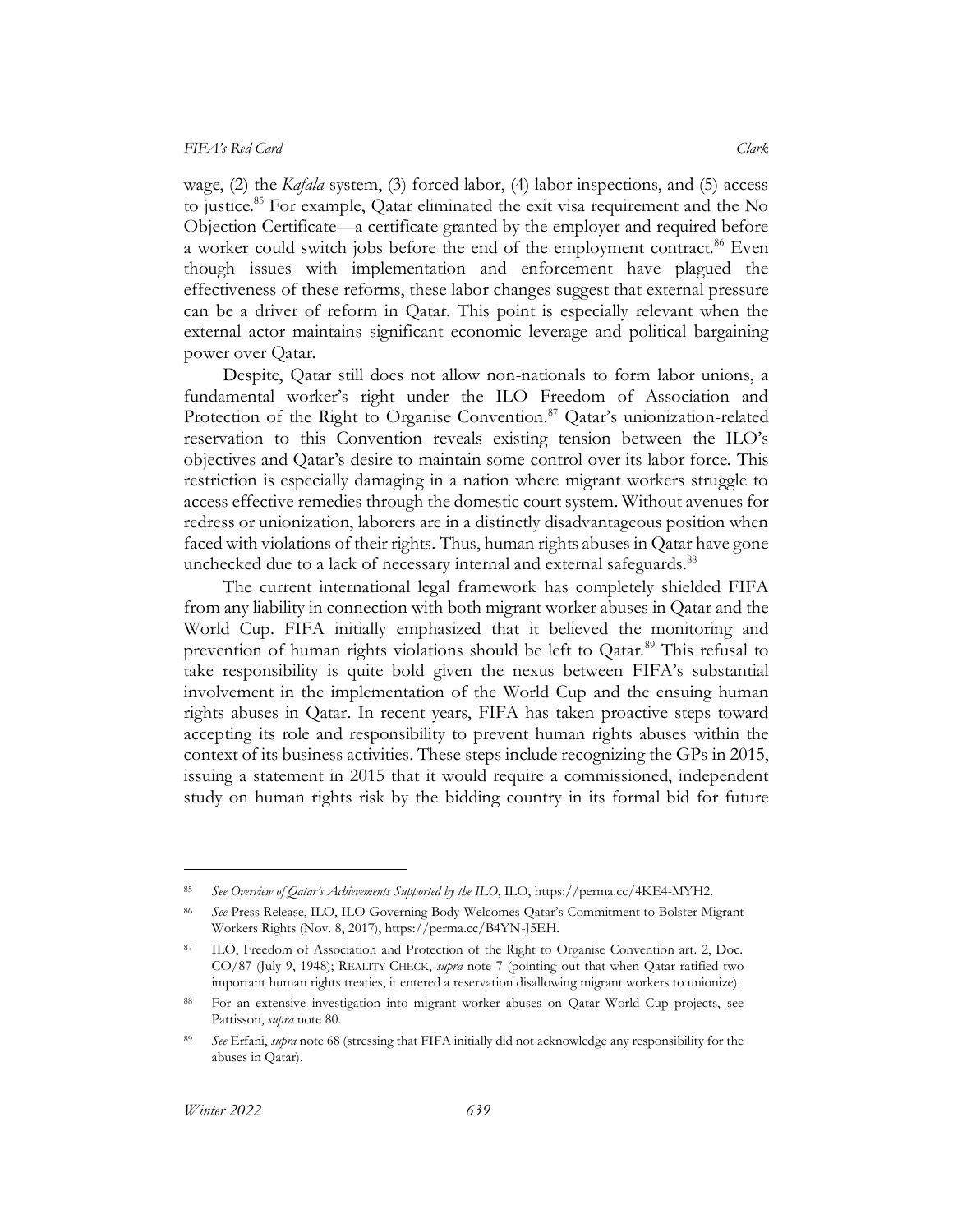wage, (2) the *Kafala* system, (3) forced labor, (4) labor inspections, and (5) access to justice.[85] For example, Qatar eliminated the exit visa requirement and the No Objection Certificate—a certificate granted by the employer and required before a worker could switch jobs before the end of the employment contract.[86] Even though issues with implementation and enforcement have plagued the effectiveness of these reforms, these labor changes suggest that external pressure can be a driver of reform in Qatar. This point is especially relevant when the external actor maintains significant economic leverage and political bargaining power over Qatar.

Despite, Qatar still does not allow non-nationals to form labor unions, a fundamental worker's right under the ILO Freedom of Association and Protection of the Right to Organise Convention.[87] Qatar's unionization-related reservation to this Convention reveals existing tension between the ILO's objectives and Qatar's desire to maintain some control over its labor force. This restriction is especially damaging in a nation where migrant workers struggle to access effective remedies through the domestic court system. Without avenues for redress or unionization, laborers are in a distinctly disadvantageous position when faced with violations of their rights. Thus, human rights abuses in Qatar have gone unchecked due to a lack of necessary internal and external safeguards.[88]

The current international legal framework has completely shielded FIFA from any liability in connection with both migrant worker abuses in Qatar and the World Cup. FIFA initially emphasized that it believed the monitoring and prevention of human rights violations should be left to Qatar.[89] This refusal to take responsibility is quite bold given the nexus between FIFA's substantial involvement in the implementation of the World Cup and the ensuing human rights abuses in Qatar. In recent years, FIFA has taken proactive steps toward accepting its role and responsibility to prevent human rights abuses within the context of its business activities. These steps include recognizing the GPs in 2015, issuing a statement in 2015 that it would require a commissioned, independent study on human rights risk by the bidding country in its formal bid for future

---

[85] *See Overview of Qatar's Achievements Supported by the ILO*, ILO, https://perma.cc/4KE4-MYH2.

[86] *See* Press Release, ILO, ILO Governing Body Welcomes Qatar's Commitment to Bolster Migrant Workers Rights (Nov. 8, 2017), https://perma.cc/B4YN-J5EH.

[87] ILO, Freedom of Association and Protection of the Right to Organise Convention art. 2, Doc. CO/87 (July 9, 1948); REALITY CHECK, *supra* note 7 (pointing out that when Qatar ratified two important human rights treaties, it entered a reservation disallowing migrant workers to unionize).

[88] For an extensive investigation into migrant worker abuses on Qatar World Cup projects, see Pattisson, *supra* note 80.

[89] *See* Erfani, *supra* note 68 (stressing that FIFA initially did not acknowledge any responsibility for the abuses in Qatar).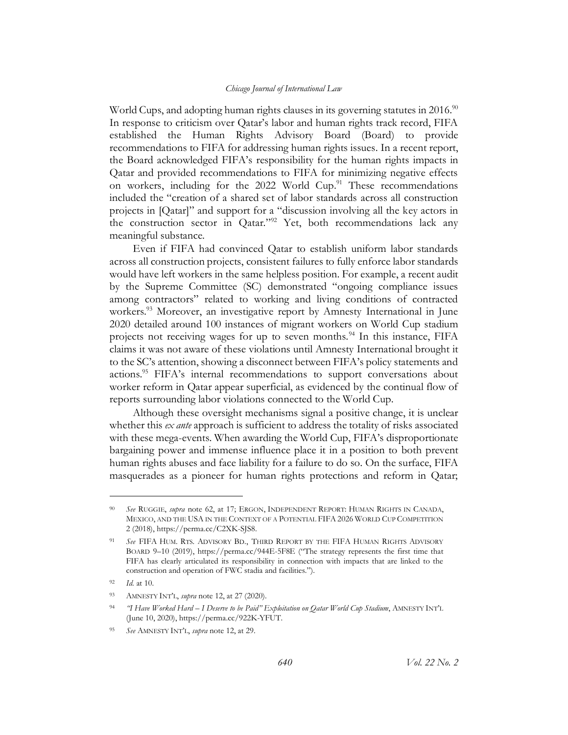World Cups, and adopting human rights clauses in its governing statutes in 2016.[90] In response to criticism over Qatar's labor and human rights track record, FIFA established the Human Rights Advisory Board (Board) to provide recommendations to FIFA for addressing human rights issues. In a recent report, the Board acknowledged FIFA's responsibility for the human rights impacts in Qatar and provided recommendations to FIFA for minimizing negative effects on workers, including for the 2022 World Cup.[91] These recommendations included the "creation of a shared set of labor standards across all construction projects in [Qatar]" and support for a "discussion involving all the key actors in the construction sector in Qatar."[92] Yet, both recommendations lack any meaningful substance.

Even if FIFA had convinced Qatar to establish uniform labor standards across all construction projects, consistent failures to fully enforce labor standards would have left workers in the same helpless position. For example, a recent audit by the Supreme Committee (SC) demonstrated "ongoing compliance issues among contractors" related to working and living conditions of contracted workers.[93] Moreover, an investigative report by Amnesty International in June 2020 detailed around 100 instances of migrant workers on World Cup stadium projects not receiving wages for up to seven months.[94] In this instance, FIFA claims it was not aware of these violations until Amnesty International brought it to the SC's attention, showing a disconnect between FIFA's policy statements and actions.[95] FIFA's internal recommendations to support conversations about worker reform in Qatar appear superficial, as evidenced by the continual flow of reports surrounding labor violations connected to the World Cup.

Although these oversight mechanisms signal a positive change, it is unclear whether this *ex ante* approach is sufficient to address the totality of risks associated with these mega-events. When awarding the World Cup, FIFA's disproportionate bargaining power and immense influence place it in a position to both prevent human rights abuses and face liability for a failure to do so. On the surface, FIFA masquerades as a pioneer for human rights protections and reform in Qatar;

---

[90] *See* RUGGIE, *supra* note 62, at 17; ERGON, INDEPENDENT REPORT: HUMAN RIGHTS IN CANADA, MEXICO, AND THE USA IN THE CONTEXT OF A POTENTIAL FIFA 2026 WORLD CUP COMPETITION 2 (2018), https://perma.cc/C2XK-SJS8.

[91] *See* FIFA HUM. RTS. ADVISORY BD., THIRD REPORT BY THE FIFA HUMAN RIGHTS ADVISORY BOARD 9–10 (2019), https://perma.cc/944E-5F8E ("The strategy represents the first time that FIFA has clearly articulated its responsibility in connection with impacts that are linked to the construction and operation of FWC stadia and facilities.").

[92] *Id.* at 10.

[93] AMNESTY INT'L, *supra* note 12, at 27 (2020).

[94] *"I Have Worked Hard – I Deserve to be Paid" Exploitation on Qatar World Cup Stadium*, AMNESTY INT'L (June 10, 2020), https://perma.cc/922K-YFUT.

[95] *See* AMNESTY INT'L, *supra* note 12, at 29.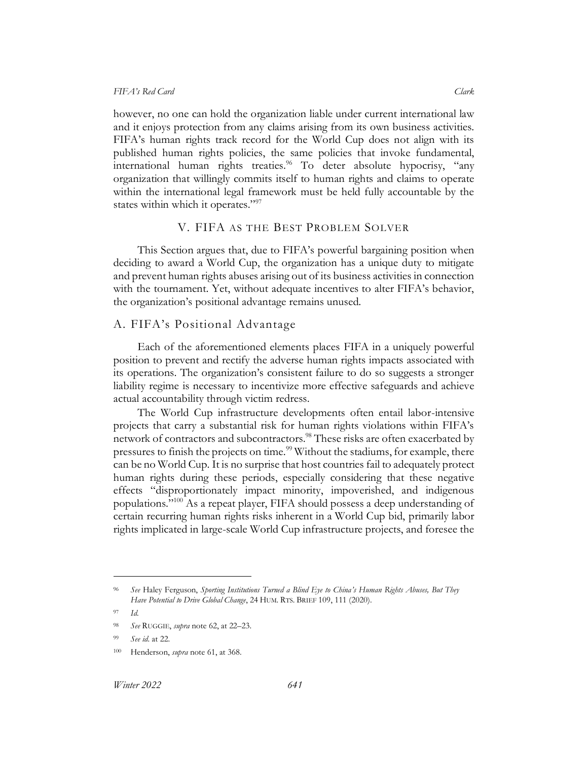however, no one can hold the organization liable under current international law and it enjoys protection from any claims arising from its own business activities. FIFA's human rights track record for the World Cup does not align with its published human rights policies, the same policies that invoke fundamental, international human rights treaties.[96] To deter absolute hypocrisy, "any organization that willingly commits itself to human rights and claims to operate within the international legal framework must be held fully accountable by the states within which it operates."[97]

## V. FIFA AS THE BEST PROBLEM SOLVER

This Section argues that, due to FIFA's powerful bargaining position when deciding to award a World Cup, the organization has a unique duty to mitigate and prevent human rights abuses arising out of its business activities in connection with the tournament. Yet, without adequate incentives to alter FIFA's behavior, the organization's positional advantage remains unused.

### A. FIFA's Positional Advantage

Each of the aforementioned elements places FIFA in a uniquely powerful position to prevent and rectify the adverse human rights impacts associated with its operations. The organization's consistent failure to do so suggests a stronger liability regime is necessary to incentivize more effective safeguards and achieve actual accountability through victim redress.

The World Cup infrastructure developments often entail labor-intensive projects that carry a substantial risk for human rights violations within FIFA's network of contractors and subcontractors.[98] These risks are often exacerbated by pressures to finish the projects on time.[99] Without the stadiums, for example, there can be no World Cup. It is no surprise that host countries fail to adequately protect human rights during these periods, especially considering that these negative effects "disproportionately impact minority, impoverished, and indigenous populations."[100] As a repeat player, FIFA should possess a deep understanding of certain recurring human rights risks inherent in a World Cup bid, primarily labor rights implicated in large-scale World Cup infrastructure projects, and foresee the

---

[96] *See* Haley Ferguson, *Sporting Institutions Turned a Blind Eye to China's Human Rights Abuses, But They Have Potential to Drive Global Change*, 24 HUM. RTS. BRIEF 109, 111 (2020).

[97] *Id.*

[98] *See* RUGGIE, *supra* note 62, at 22–23.

[99] *See id.* at 22.

[100] Henderson, *supra* note 61, at 368.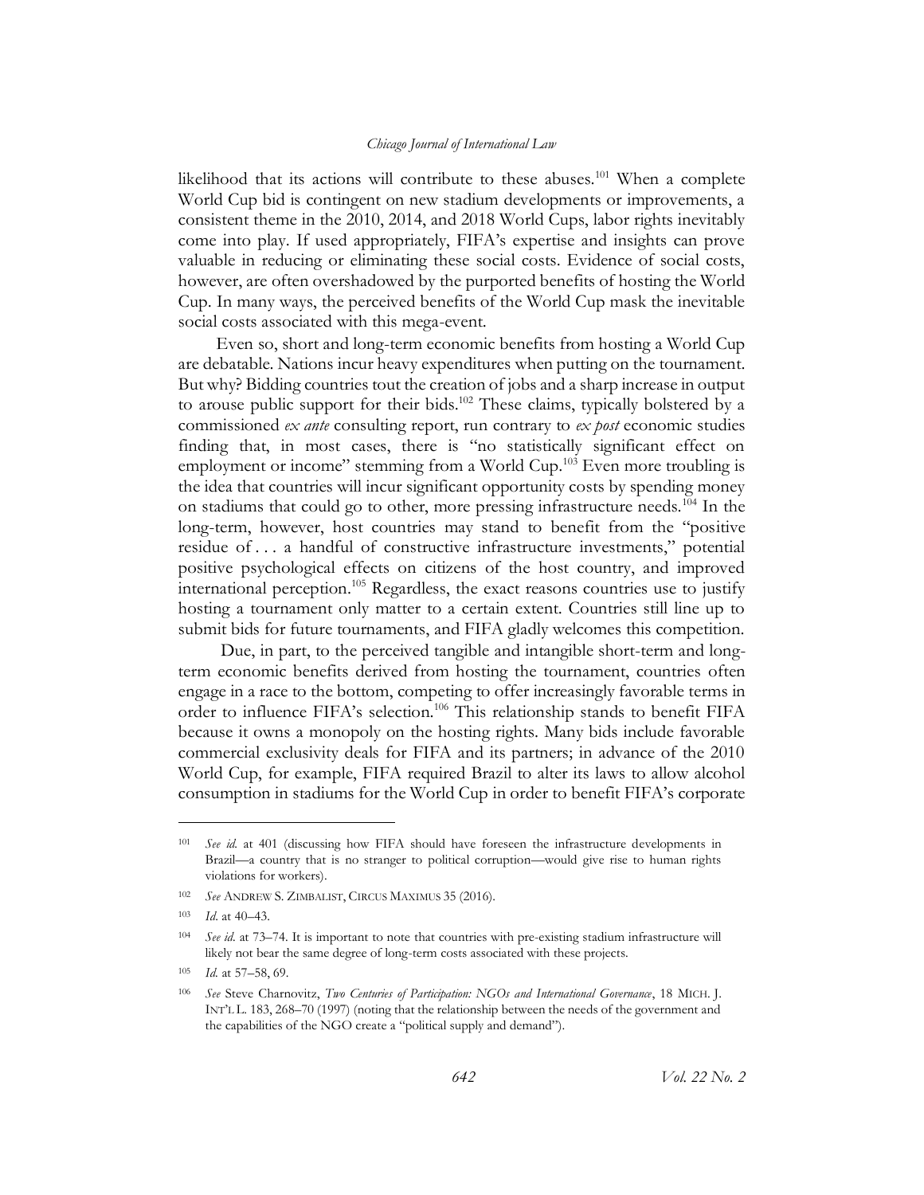likelihood that its actions will contribute to these abuses.[101] When a complete World Cup bid is contingent on new stadium developments or improvements, a consistent theme in the 2010, 2014, and 2018 World Cups, labor rights inevitably come into play. If used appropriately, FIFA's expertise and insights can prove valuable in reducing or eliminating these social costs. Evidence of social costs, however, are often overshadowed by the purported benefits of hosting the World Cup. In many ways, the perceived benefits of the World Cup mask the inevitable social costs associated with this mega-event.

Even so, short and long-term economic benefits from hosting a World Cup are debatable. Nations incur heavy expenditures when putting on the tournament. But why? Bidding countries tout the creation of jobs and a sharp increase in output to arouse public support for their bids.[102] These claims, typically bolstered by a commissioned *ex ante* consulting report, run contrary to *ex post* economic studies finding that, in most cases, there is "no statistically significant effect on employment or income" stemming from a World Cup.[103] Even more troubling is the idea that countries will incur significant opportunity costs by spending money on stadiums that could go to other, more pressing infrastructure needs.[104] In the long-term, however, host countries may stand to benefit from the "positive residue of . . . a handful of constructive infrastructure investments," potential positive psychological effects on citizens of the host country, and improved international perception.[105] Regardless, the exact reasons countries use to justify hosting a tournament only matter to a certain extent. Countries still line up to submit bids for future tournaments, and FIFA gladly welcomes this competition.

Due, in part, to the perceived tangible and intangible short-term and long-term economic benefits derived from hosting the tournament, countries often engage in a race to the bottom, competing to offer increasingly favorable terms in order to influence FIFA's selection.[106] This relationship stands to benefit FIFA because it owns a monopoly on the hosting rights. Many bids include favorable commercial exclusivity deals for FIFA and its partners; in advance of the 2010 World Cup, for example, FIFA required Brazil to alter its laws to allow alcohol consumption in stadiums for the World Cup in order to benefit FIFA's corporate

---

[101] *See id.* at 401 (discussing how FIFA should have foreseen the infrastructure developments in Brazil—a country that is no stranger to political corruption—would give rise to human rights violations for workers).

[102] *See* ANDREW S. ZIMBALIST, CIRCUS MAXIMUS 35 (2016).

[103] *Id.* at 40–43.

[104] *See id.* at 73–74. It is important to note that countries with pre-existing stadium infrastructure will likely not bear the same degree of long-term costs associated with these projects.

[105] *Id.* at 57–58, 69.

[106] *See* Steve Charnovitz, *Two Centuries of Participation: NGOs and International Governance*, 18 MICH. J. INT'L L. 183, 268–70 (1997) (noting that the relationship between the needs of the government and the capabilities of the NGO create a "political supply and demand").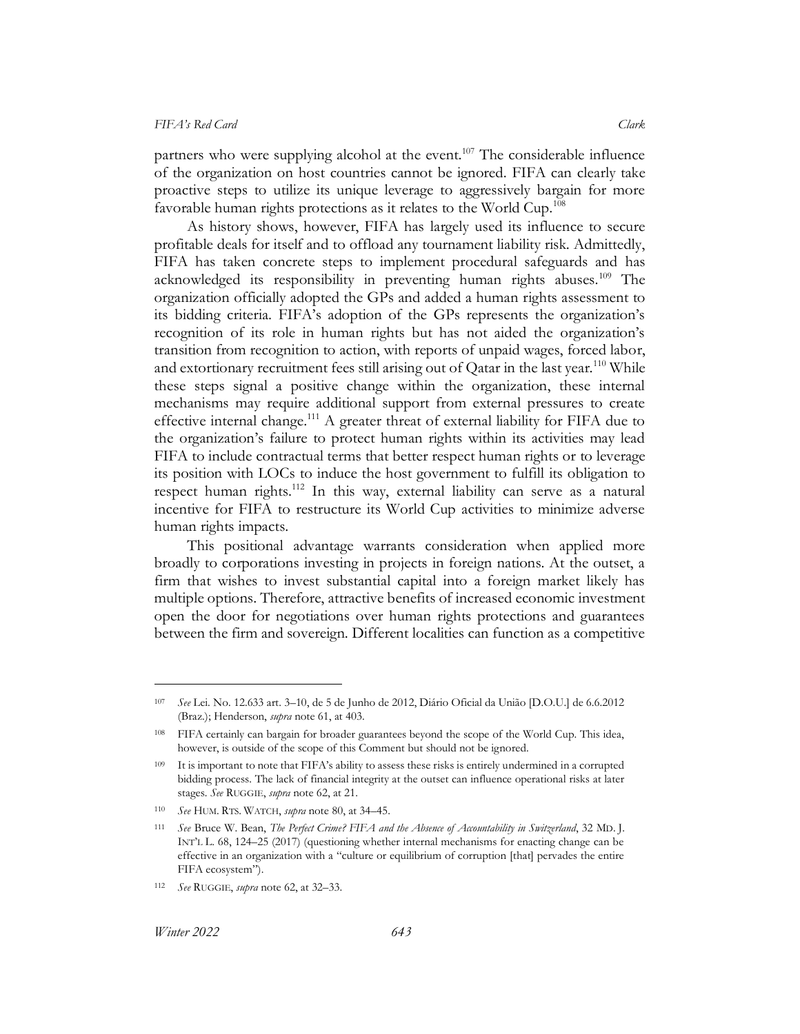partners who were supplying alcohol at the event.[107] The considerable influence of the organization on host countries cannot be ignored. FIFA can clearly take proactive steps to utilize its unique leverage to aggressively bargain for more favorable human rights protections as it relates to the World Cup.[108]

As history shows, however, FIFA has largely used its influence to secure profitable deals for itself and to offload any tournament liability risk. Admittedly, FIFA has taken concrete steps to implement procedural safeguards and has acknowledged its responsibility in preventing human rights abuses.[109] The organization officially adopted the GPs and added a human rights assessment to its bidding criteria. FIFA's adoption of the GPs represents the organization's recognition of its role in human rights but has not aided the organization's transition from recognition to action, with reports of unpaid wages, forced labor, and extortionary recruitment fees still arising out of Qatar in the last year.[110] While these steps signal a positive change within the organization, these internal mechanisms may require additional support from external pressures to create effective internal change.[111] A greater threat of external liability for FIFA due to the organization's failure to protect human rights within its activities may lead FIFA to include contractual terms that better respect human rights or to leverage its position with LOCs to induce the host government to fulfill its obligation to respect human rights.[112] In this way, external liability can serve as a natural incentive for FIFA to restructure its World Cup activities to minimize adverse human rights impacts.

This positional advantage warrants consideration when applied more broadly to corporations investing in projects in foreign nations. At the outset, a firm that wishes to invest substantial capital into a foreign market likely has multiple options. Therefore, attractive benefits of increased economic investment open the door for negotiations over human rights protections and guarantees between the firm and sovereign. Different localities can function as a competitive

---

[107] *See* Lei. No. 12.633 art. 3–10, de 5 de Junho de 2012, Diário Oficial da União [D.O.U.] de 6.6.2012 (Braz.); Henderson, *supra* note 61, at 403.

[108] FIFA certainly can bargain for broader guarantees beyond the scope of the World Cup. This idea, however, is outside of the scope of this Comment but should not be ignored.

[109] It is important to note that FIFA's ability to assess these risks is entirely undermined in a corrupted bidding process. The lack of financial integrity at the outset can influence operational risks at later stages. *See* RUGGIE, *supra* note 62, at 21.

[110] *See* HUM. RTS. WATCH, *supra* note 80, at 34–45.

[111] *See* Bruce W. Bean, *The Perfect Crime? FIFA and the Absence of Accountability in Switzerland*, 32 MD. J. INT'L L. 68, 124–25 (2017) (questioning whether internal mechanisms for enacting change can be effective in an organization with a "culture or equilibrium of corruption [that] pervades the entire FIFA ecosystem").

[112] *See* RUGGIE, *supra* note 62, at 32–33.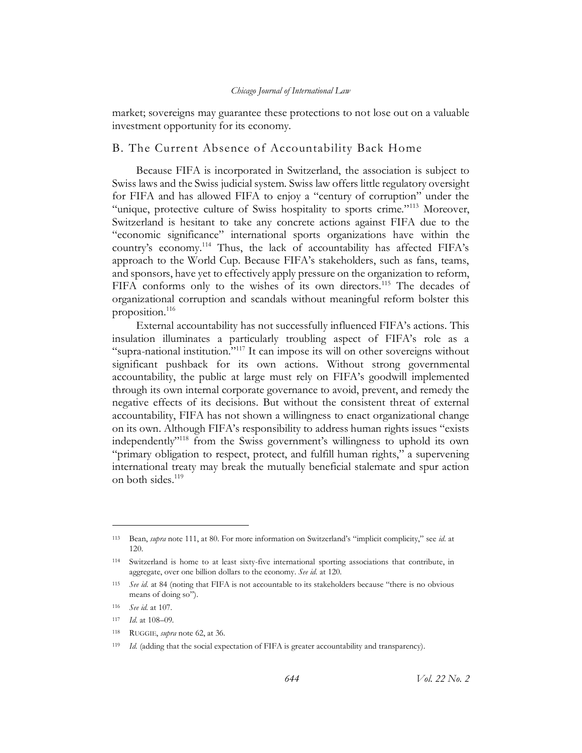market; sovereigns may guarantee these protections to not lose out on a valuable investment opportunity for its economy.

## B. The Current Absence of Accountability Back Home

Because FIFA is incorporated in Switzerland, the association is subject to Swiss laws and the Swiss judicial system. Swiss law offers little regulatory oversight for FIFA and has allowed FIFA to enjoy a "century of corruption" under the "unique, protective culture of Swiss hospitality to sports crime."[113] Moreover, Switzerland is hesitant to take any concrete actions against FIFA due to the "economic significance" international sports organizations have within the country's economy.[114] Thus, the lack of accountability has affected FIFA's approach to the World Cup. Because FIFA's stakeholders, such as fans, teams, and sponsors, have yet to effectively apply pressure on the organization to reform, FIFA conforms only to the wishes of its own directors.[115] The decades of organizational corruption and scandals without meaningful reform bolster this proposition.[116]

External accountability has not successfully influenced FIFA's actions. This insulation illuminates a particularly troubling aspect of FIFA's role as a "supra-national institution."[117] It can impose its will on other sovereigns without significant pushback for its own actions. Without strong governmental accountability, the public at large must rely on FIFA's goodwill implemented through its own internal corporate governance to avoid, prevent, and remedy the negative effects of its decisions. But without the consistent threat of external accountability, FIFA has not shown a willingness to enact organizational change on its own. Although FIFA's responsibility to address human rights issues "exists independently"[118] from the Swiss government's willingness to uphold its own "primary obligation to respect, protect, and fulfill human rights," a supervening international treaty may break the mutually beneficial stalemate and spur action on both sides.[119]

---

[113] Bean, *supra* note 111, at 80. For more information on Switzerland's "implicit complicity," see *id.* at 120.

[114] Switzerland is home to at least sixty-five international sporting associations that contribute, in aggregate, over one billion dollars to the economy. *See id.* at 120.

[115] *See id.* at 84 (noting that FIFA is not accountable to its stakeholders because "there is no obvious means of doing so").

[116] *See id.* at 107.

[117] *Id.* at 108–09.

[118] RUGGIE, *supra* note 62, at 36.

[119] *Id.* (adding that the social expectation of FIFA is greater accountability and transparency).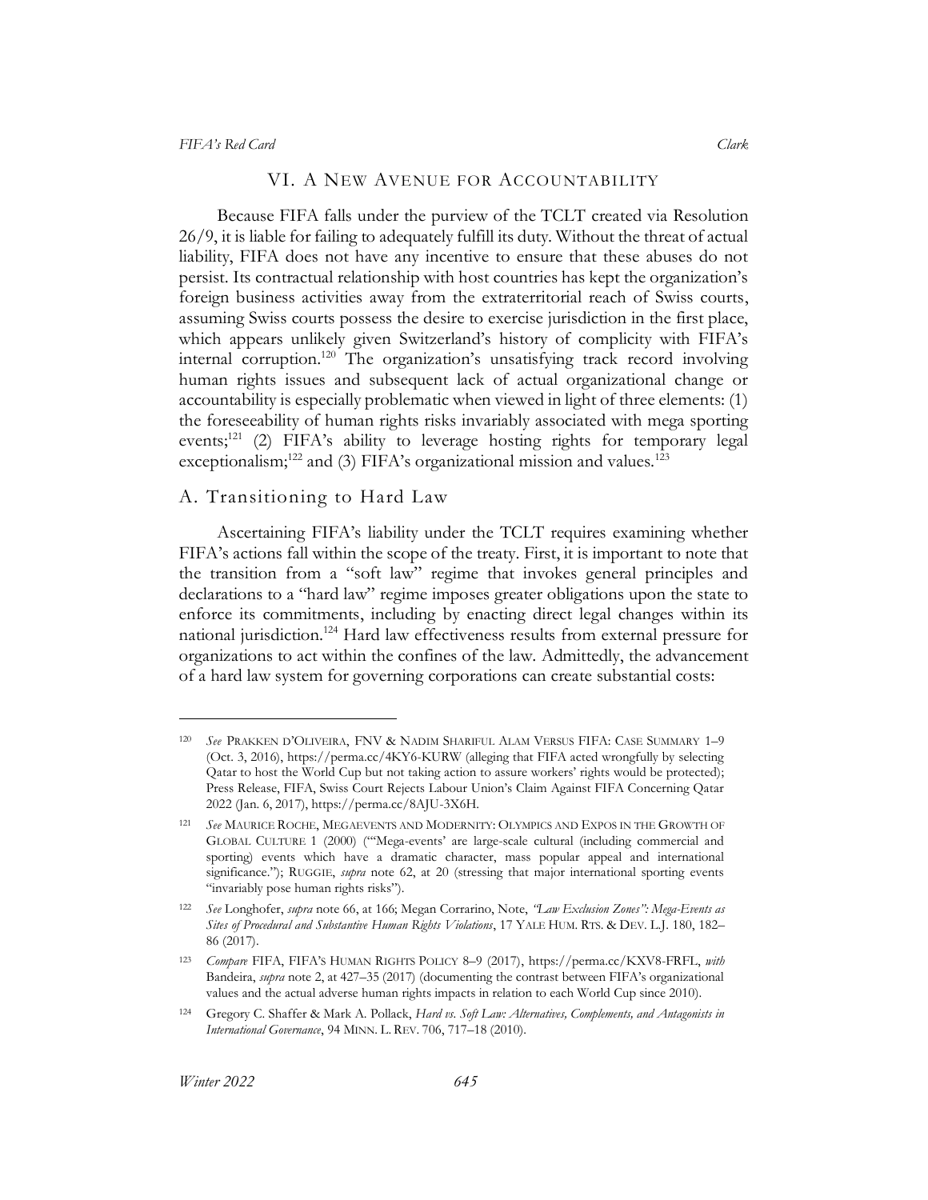## VI. A New Avenue for Accountability

Because FIFA falls under the purview of the TCLT created via Resolution 26/9, it is liable for failing to adequately fulfill its duty. Without the threat of actual liability, FIFA does not have any incentive to ensure that these abuses do not persist. Its contractual relationship with host countries has kept the organization's foreign business activities away from the extraterritorial reach of Swiss courts, assuming Swiss courts possess the desire to exercise jurisdiction in the first place, which appears unlikely given Switzerland's history of complicity with FIFA's internal corruption.[120] The organization's unsatisfying track record involving human rights issues and subsequent lack of actual organizational change or accountability is especially problematic when viewed in light of three elements: (1) the foreseeability of human rights risks invariably associated with mega sporting events;[121] (2) FIFA's ability to leverage hosting rights for temporary legal exceptionalism;[122] and (3) FIFA's organizational mission and values.[123]

### A. Transitioning to Hard Law

Ascertaining FIFA's liability under the TCLT requires examining whether FIFA's actions fall within the scope of the treaty. First, it is important to note that the transition from a "soft law" regime that invokes general principles and declarations to a "hard law" regime imposes greater obligations upon the state to enforce its commitments, including by enacting direct legal changes within its national jurisdiction.[124] Hard law effectiveness results from external pressure for organizations to act within the confines of the law. Admittedly, the advancement of a hard law system for governing corporations can create substantial costs:

---

[120] *See* PRAKKEN D'OLIVEIRA, FNV & NADIM SHARIFUL ALAM VERSUS FIFA: CASE SUMMARY 1–9 (Oct. 3, 2016), https://perma.cc/4KY6-KURW (alleging that FIFA acted wrongfully by selecting Qatar to host the World Cup but not taking action to assure workers' rights would be protected); Press Release, FIFA, Swiss Court Rejects Labour Union's Claim Against FIFA Concerning Qatar 2022 (Jan. 6, 2017), https://perma.cc/8AJU-3X6H.

[121] *See* MAURICE ROCHE, MEGAEVENTS AND MODERNITY: OLYMPICS AND EXPOS IN THE GROWTH OF GLOBAL CULTURE 1 (2000) ("'Mega-events' are large-scale cultural (including commercial and sporting) events which have a dramatic character, mass popular appeal and international significance."); RUGGIE, *supra* note 62, at 20 (stressing that major international sporting events "invariably pose human rights risks").

[122] *See* Longhofer, *supra* note 66, at 166; Megan Corrarino, Note, *"Law Exclusion Zones": Mega-Events as Sites of Procedural and Substantive Human Rights Violations*, 17 YALE HUM. RTS. & DEV. L.J. 180, 182–86 (2017).

[123] *Compare* FIFA, FIFA'S HUMAN RIGHTS POLICY 8–9 (2017), https://perma.cc/KXV8-FRFL, *with* Bandeira, *supra* note 2, at 427–35 (2017) (documenting the contrast between FIFA's organizational values and the actual adverse human rights impacts in relation to each World Cup since 2010).

[124] Gregory C. Shaffer & Mark A. Pollack, *Hard vs. Soft Law: Alternatives, Complements, and Antagonists in International Governance*, 94 MINN. L. REV. 706, 717–18 (2010).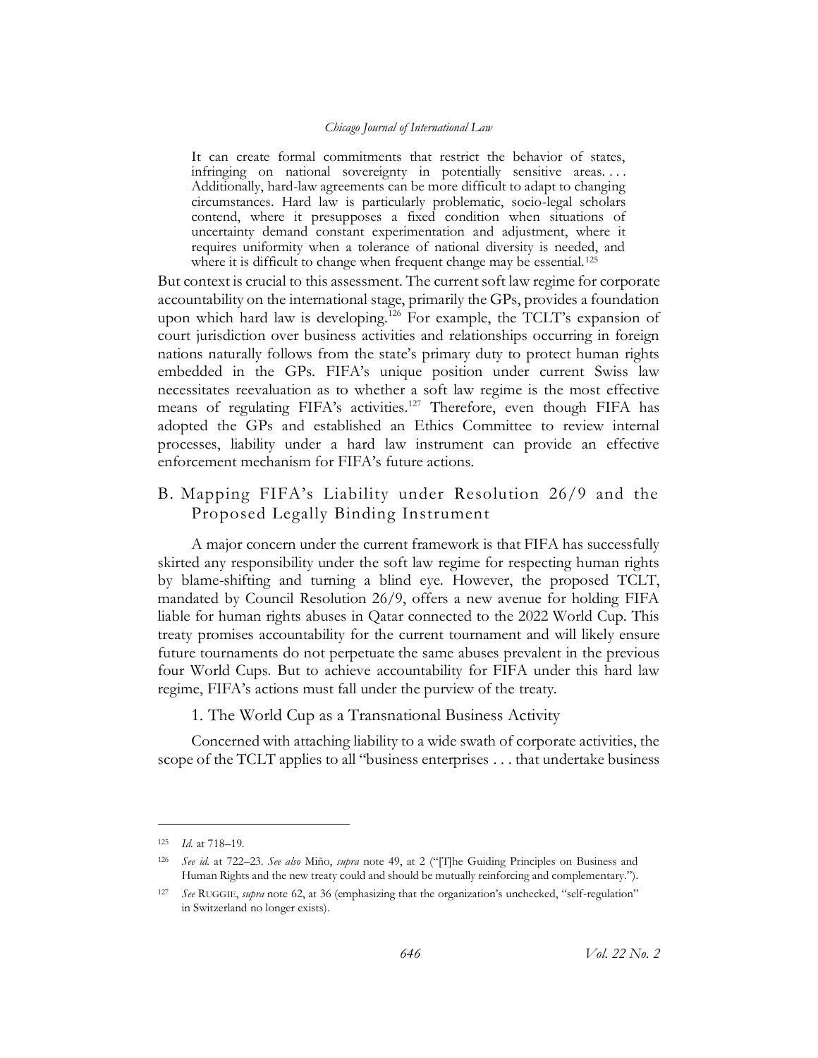> It can create formal commitments that restrict the behavior of states, infringing on national sovereignty in potentially sensitive areas. . . . Additionally, hard-law agreements can be more difficult to adapt to changing circumstances. Hard law is particularly problematic, socio-legal scholars contend, where it presupposes a fixed condition when situations of uncertainty demand constant experimentation and adjustment, where it requires uniformity when a tolerance of national diversity is needed, and where it is difficult to change when frequent change may be essential.[125]

But context is crucial to this assessment. The current soft law regime for corporate accountability on the international stage, primarily the GPs, provides a foundation upon which hard law is developing.[126] For example, the TCLT's expansion of court jurisdiction over business activities and relationships occurring in foreign nations naturally follows from the state's primary duty to protect human rights embedded in the GPs. FIFA's unique position under current Swiss law necessitates reevaluation as to whether a soft law regime is the most effective means of regulating FIFA's activities.[127] Therefore, even though FIFA has adopted the GPs and established an Ethics Committee to review internal processes, liability under a hard law instrument can provide an effective enforcement mechanism for FIFA's future actions.

## B. Mapping FIFA's Liability under Resolution 26/9 and the Proposed Legally Binding Instrument

A major concern under the current framework is that FIFA has successfully skirted any responsibility under the soft law regime for respecting human rights by blame-shifting and turning a blind eye. However, the proposed TCLT, mandated by Council Resolution 26/9, offers a new avenue for holding FIFA liable for human rights abuses in Qatar connected to the 2022 World Cup. This treaty promises accountability for the current tournament and will likely ensure future tournaments do not perpetuate the same abuses prevalent in the previous four World Cups. But to achieve accountability for FIFA under this hard law regime, FIFA's actions must fall under the purview of the treaty.

### 1. The World Cup as a Transnational Business Activity

Concerned with attaching liability to a wide swath of corporate activities, the scope of the TCLT applies to all "business enterprises . . . that undertake business

---

[125] *Id.* at 718–19.

[126] *See id.* at 722–23. *See also* Miño, *supra* note 49, at 2 ("[T]he Guiding Principles on Business and Human Rights and the new treaty could and should be mutually reinforcing and complementary.").

[127] *See* RUGGIE, *supra* note 62, at 36 (emphasizing that the organization's unchecked, "self-regulation" in Switzerland no longer exists).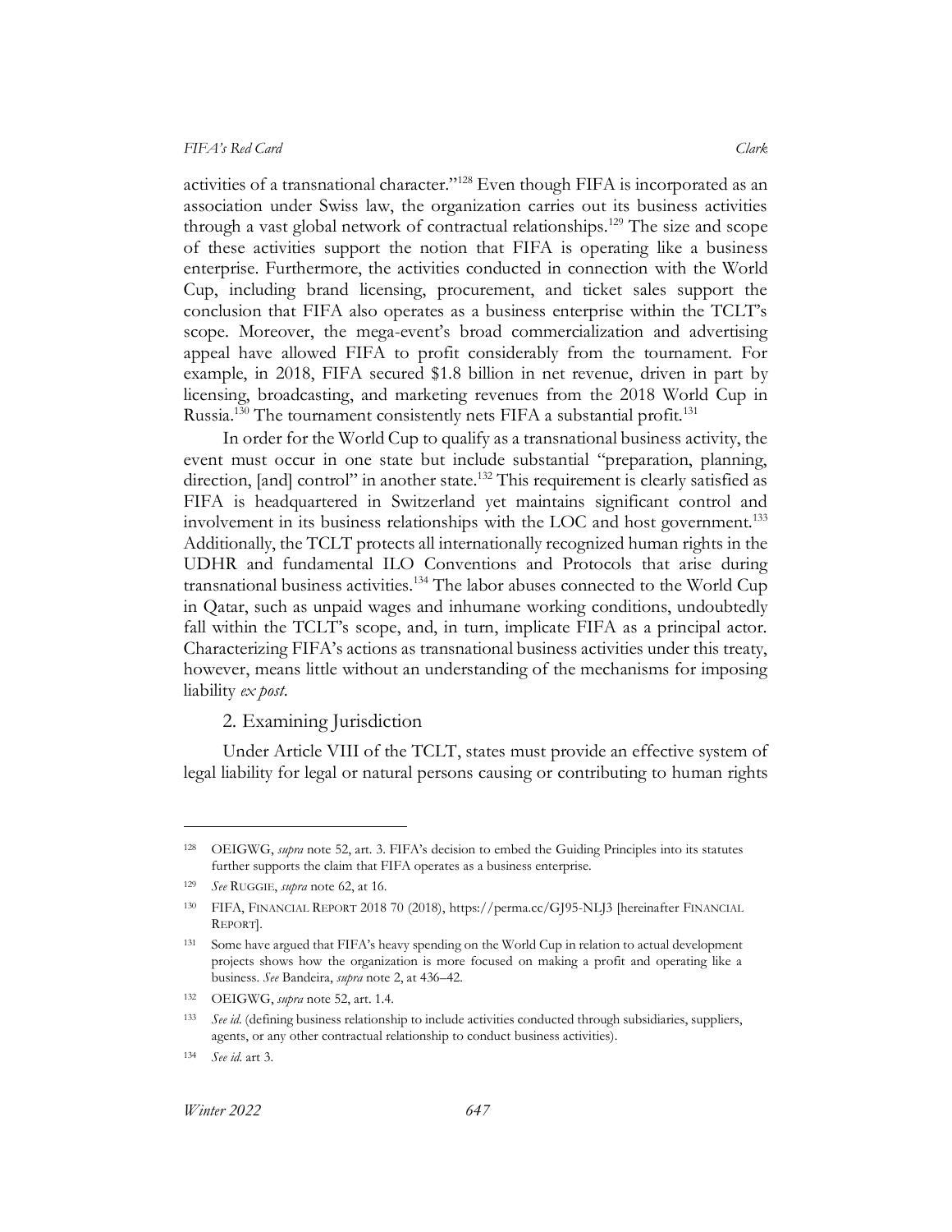activities of a transnational character."[128] Even though FIFA is incorporated as an association under Swiss law, the organization carries out its business activities through a vast global network of contractual relationships.[129] The size and scope of these activities support the notion that FIFA is operating like a business enterprise. Furthermore, the activities conducted in connection with the World Cup, including brand licensing, procurement, and ticket sales support the conclusion that FIFA also operates as a business enterprise within the TCLT's scope. Moreover, the mega-event's broad commercialization and advertising appeal have allowed FIFA to profit considerably from the tournament. For example, in 2018, FIFA secured $1.8 billion in net revenue, driven in part by licensing, broadcasting, and marketing revenues from the 2018 World Cup in Russia.[130] The tournament consistently nets FIFA a substantial profit.[131]

In order for the World Cup to qualify as a transnational business activity, the event must occur in one state but include substantial "preparation, planning, direction, [and] control" in another state.[132] This requirement is clearly satisfied as FIFA is headquartered in Switzerland yet maintains significant control and involvement in its business relationships with the LOC and host government.[133] Additionally, the TCLT protects all internationally recognized human rights in the UDHR and fundamental ILO Conventions and Protocols that arise during transnational business activities.[134] The labor abuses connected to the World Cup in Qatar, such as unpaid wages and inhumane working conditions, undoubtedly fall within the TCLT's scope, and, in turn, implicate FIFA as a principal actor. Characterizing FIFA's actions as transnational business activities under this treaty, however, means little without an understanding of the mechanisms for imposing liability *ex post*.

### 2. Examining Jurisdiction

Under Article VIII of the TCLT, states must provide an effective system of legal liability for legal or natural persons causing or contributing to human rights

---

[128] OEIGWG, *supra* note 52, art. 3. FIFA's decision to embed the Guiding Principles into its statutes further supports the claim that FIFA operates as a business enterprise.

[129] *See* RUGGIE, *supra* note 62, at 16.

[130] FIFA, FINANCIAL REPORT 2018 70 (2018), https://perma.cc/GJ95-NLJ3 [hereinafter FINANCIAL REPORT].

[131] Some have argued that FIFA's heavy spending on the World Cup in relation to actual development projects shows how the organization is more focused on making a profit and operating like a business. *See* Bandeira, *supra* note 2, at 436–42.

[132] OEIGWG, *supra* note 52, art. 1.4.

[133] *See id.* (defining business relationship to include activities conducted through subsidiaries, suppliers, agents, or any other contractual relationship to conduct business activities).

[134] *See id.* art 3.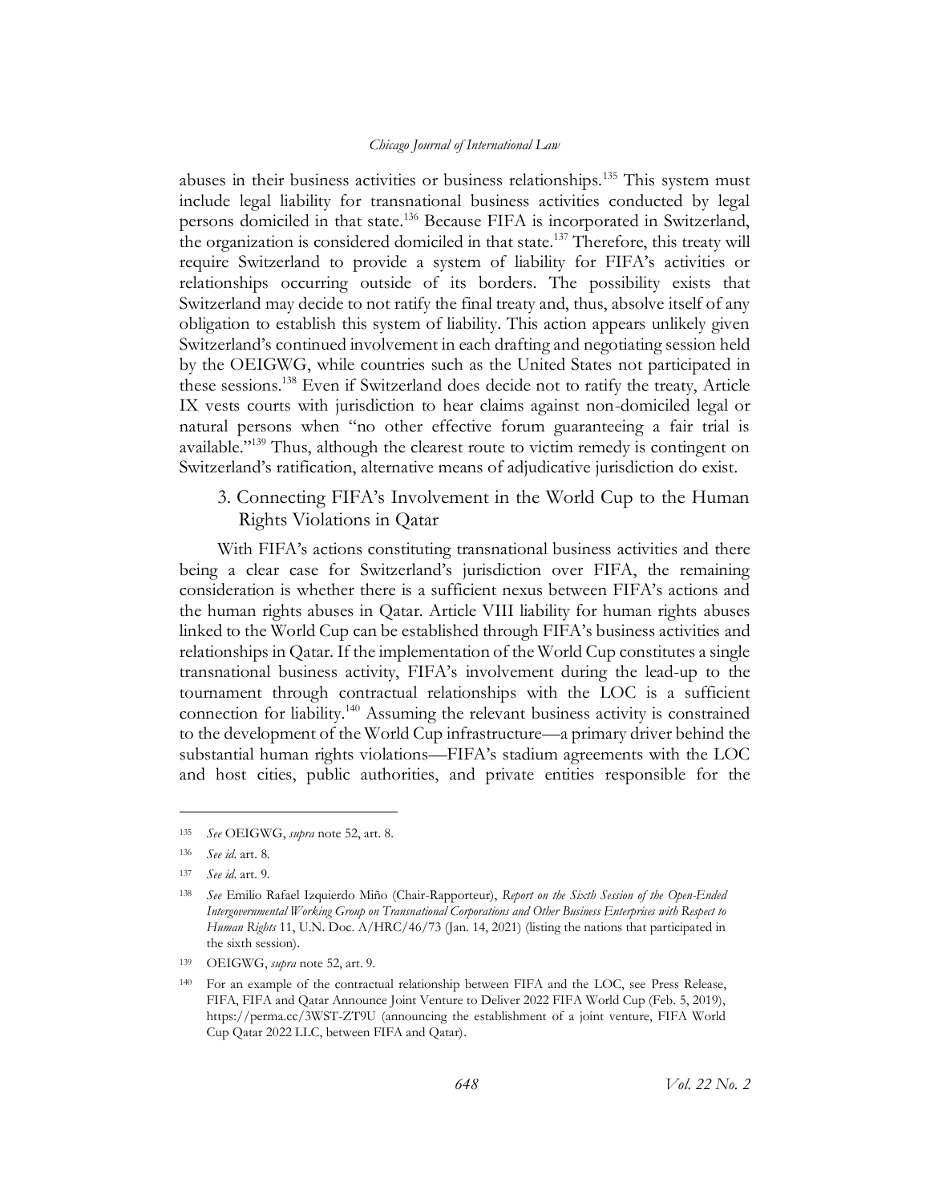abuses in their business activities or business relationships.[135] This system must include legal liability for transnational business activities conducted by legal persons domiciled in that state.[136] Because FIFA is incorporated in Switzerland, the organization is considered domiciled in that state.[137] Therefore, this treaty will require Switzerland to provide a system of liability for FIFA's activities or relationships occurring outside of its borders. The possibility exists that Switzerland may decide to not ratify the final treaty and, thus, absolve itself of any obligation to establish this system of liability. This action appears unlikely given Switzerland's continued involvement in each drafting and negotiating session held by the OEIGWG, while countries such as the United States not participated in these sessions.[138] Even if Switzerland does decide not to ratify the treaty, Article IX vests courts with jurisdiction to hear claims against non-domiciled legal or natural persons when "no other effective forum guaranteeing a fair trial is available."[139] Thus, although the clearest route to victim remedy is contingent on Switzerland's ratification, alternative means of adjudicative jurisdiction do exist.

### 3. Connecting FIFA's Involvement in the World Cup to the Human Rights Violations in Qatar

With FIFA's actions constituting transnational business activities and there being a clear case for Switzerland's jurisdiction over FIFA, the remaining consideration is whether there is a sufficient nexus between FIFA's actions and the human rights abuses in Qatar. Article VIII liability for human rights abuses linked to the World Cup can be established through FIFA's business activities and relationships in Qatar. If the implementation of the World Cup constitutes a single transnational business activity, FIFA's involvement during the lead-up to the tournament through contractual relationships with the LOC is a sufficient connection for liability.[140] Assuming the relevant business activity is constrained to the development of the World Cup infrastructure—a primary driver behind the substantial human rights violations—FIFA's stadium agreements with the LOC and host cities, public authorities, and private entities responsible for the

---

[135] *See* OEIGWG, *supra* note 52, art. 8.

[136] *See id.* art. 8.

[137] *See id.* art. 9.

[138] *See* Emilio Rafael Izquierdo Miño (Chair-Rapporteur), *Report on the Sixth Session of the Open-Ended Intergovernmental Working Group on Transnational Corporations and Other Business Enterprises with Respect to Human Rights* 11, U.N. Doc. A/HRC/46/73 (Jan. 14, 2021) (listing the nations that participated in the sixth session).

[139] OEIGWG, *supra* note 52, art. 9.

[140] For an example of the contractual relationship between FIFA and the LOC, see Press Release, FIFA, FIFA and Qatar Announce Joint Venture to Deliver 2022 FIFA World Cup (Feb. 5, 2019), https://perma.cc/3WST-ZT9U (announcing the establishment of a joint venture, FIFA World Cup Qatar 2022 LLC, between FIFA and Qatar).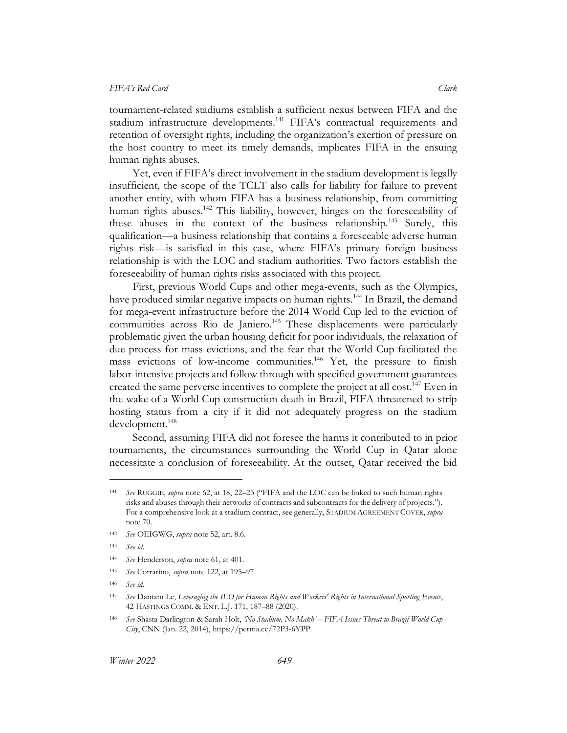tournament-related stadiums establish a sufficient nexus between FIFA and the stadium infrastructure developments.[141] FIFA's contractual requirements and retention of oversight rights, including the organization's exertion of pressure on the host country to meet its timely demands, implicates FIFA in the ensuing human rights abuses.

Yet, even if FIFA's direct involvement in the stadium development is legally insufficient, the scope of the TCLT also calls for liability for failure to prevent another entity, with whom FIFA has a business relationship, from committing human rights abuses.[142] This liability, however, hinges on the foreseeability of these abuses in the context of the business relationship.[143] Surely, this qualification—a business relationship that contains a foreseeable adverse human rights risk—is satisfied in this case, where FIFA's primary foreign business relationship is with the LOC and stadium authorities. Two factors establish the foreseeability of human rights risks associated with this project.

First, previous World Cups and other mega-events, such as the Olympics, have produced similar negative impacts on human rights.[144] In Brazil, the demand for mega-event infrastructure before the 2014 World Cup led to the eviction of communities across Rio de Janiero.[145] These displacements were particularly problematic given the urban housing deficit for poor individuals, the relaxation of due process for mass evictions, and the fear that the World Cup facilitated the mass evictions of low-income communities.[146] Yet, the pressure to finish labor-intensive projects and follow through with specified government guarantees created the same perverse incentives to complete the project at all cost.[147] Even in the wake of a World Cup construction death in Brazil, FIFA threatened to strip hosting status from a city if it did not adequately progress on the stadium development.[148]

Second, assuming FIFA did not foresee the harms it contributed to in prior tournaments, the circumstances surrounding the World Cup in Qatar alone necessitate a conclusion of foreseeability. At the outset, Qatar received the bid

---

141 *See* RUGGIE, *supra* note 62, at 18, 22–23 ("FIFA and the LOC can be linked to such human rights risks and abuses through their networks of contracts and subcontracts for the delivery of projects."). For a comprehensive look at a stadium contract, see generally, STADIUM AGREEMENT COVER, *supra* note 70.

142 *See* OEIGWG, *supra* note 52, art. 8.6.

143 *See id.*

144 *See* Henderson, *supra* note 61, at 401.

145 *See* Corrarino, *supra* note 122, at 195–97.

146 *See id.*

147 *See* Dantam Le, *Leveraging the ILO for Human Rights and Workers' Rights in International Sporting Events*, 42 HASTINGS COMM. & ENT. L.J. 171, 187–88 (2020).

148 *See* Shasta Darlington & Sarah Holt, *'No Stadium, No Match' – FIFA Issues Threat to Brazil World Cup City*, CNN (Jan. 22, 2014), https://perma.cc/72P3-6YPP.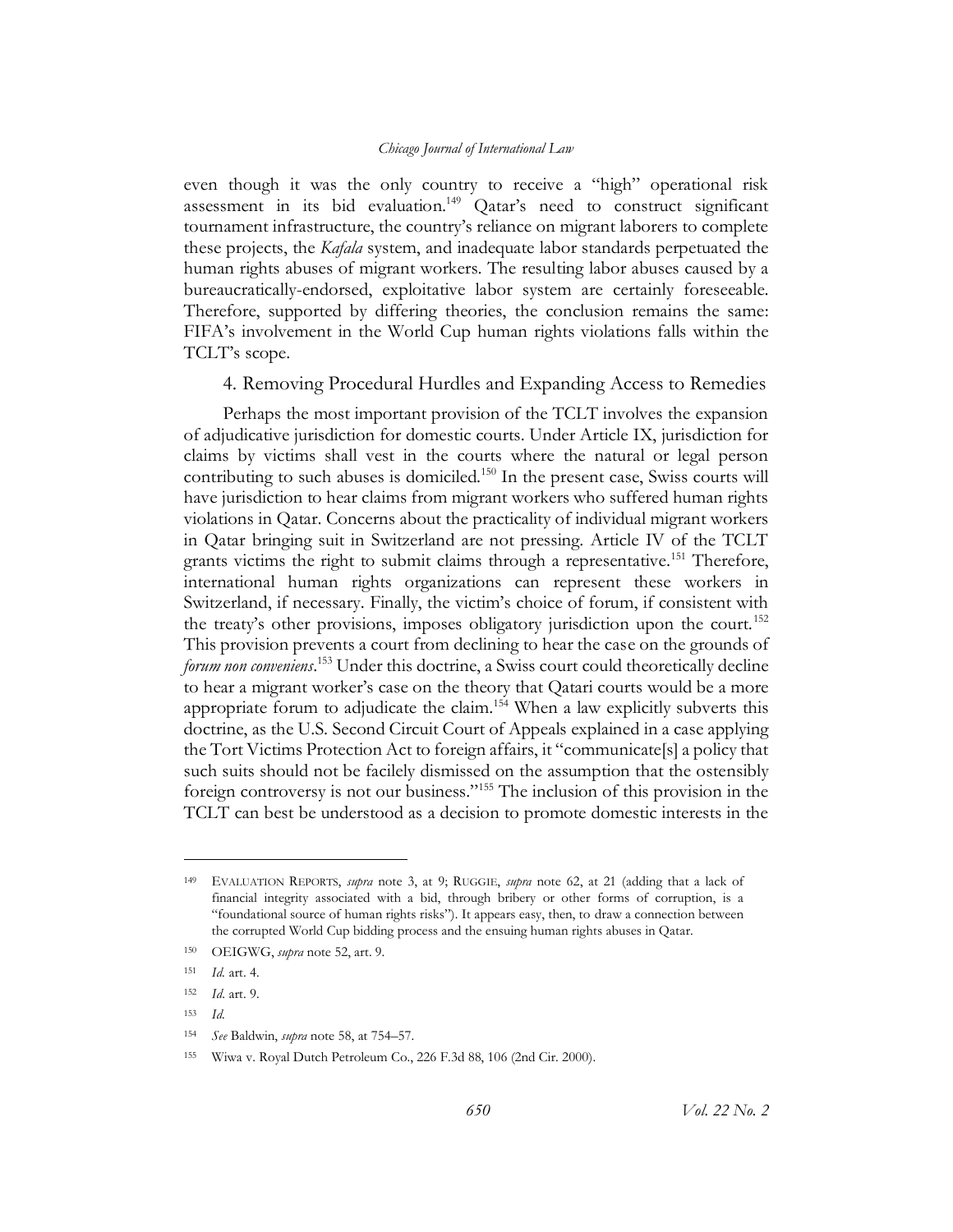even though it was the only country to receive a "high" operational risk assessment in its bid evaluation.[149] Qatar's need to construct significant tournament infrastructure, the country's reliance on migrant laborers to complete these projects, the *Kafala* system, and inadequate labor standards perpetuated the human rights abuses of migrant workers. The resulting labor abuses caused by a bureaucratically-endorsed, exploitative labor system are certainly foreseeable. Therefore, supported by differing theories, the conclusion remains the same: FIFA's involvement in the World Cup human rights violations falls within the TCLT's scope.

### 4. Removing Procedural Hurdles and Expanding Access to Remedies

Perhaps the most important provision of the TCLT involves the expansion of adjudicative jurisdiction for domestic courts. Under Article IX, jurisdiction for claims by victims shall vest in the courts where the natural or legal person contributing to such abuses is domiciled.[150] In the present case, Swiss courts will have jurisdiction to hear claims from migrant workers who suffered human rights violations in Qatar. Concerns about the practicality of individual migrant workers in Qatar bringing suit in Switzerland are not pressing. Article IV of the TCLT grants victims the right to submit claims through a representative.[151] Therefore, international human rights organizations can represent these workers in Switzerland, if necessary. Finally, the victim's choice of forum, if consistent with the treaty's other provisions, imposes obligatory jurisdiction upon the court.[152] This provision prevents a court from declining to hear the case on the grounds of *forum non conveniens*.[153] Under this doctrine, a Swiss court could theoretically decline to hear a migrant worker's case on the theory that Qatari courts would be a more appropriate forum to adjudicate the claim.[154] When a law explicitly subverts this doctrine, as the U.S. Second Circuit Court of Appeals explained in a case applying the Tort Victims Protection Act to foreign affairs, it "communicate[s] a policy that such suits should not be facilely dismissed on the assumption that the ostensibly foreign controversy is not our business."[155] The inclusion of this provision in the TCLT can best be understood as a decision to promote domestic interests in the

---

[149] EVALUATION REPORTS, *supra* note 3, at 9; RUGGIE, *supra* note 62, at 21 (adding that a lack of financial integrity associated with a bid, through bribery or other forms of corruption, is a "foundational source of human rights risks"). It appears easy, then, to draw a connection between the corrupted World Cup bidding process and the ensuing human rights abuses in Qatar.

[150] OEIGWG, *supra* note 52, art. 9.

[151] *Id.* art. 4.

[152] *Id.* art. 9.

[153] *Id.*

[154] *See* Baldwin, *supra* note 58, at 754–57.

[155] Wiwa v. Royal Dutch Petroleum Co., 226 F.3d 88, 106 (2nd Cir. 2000).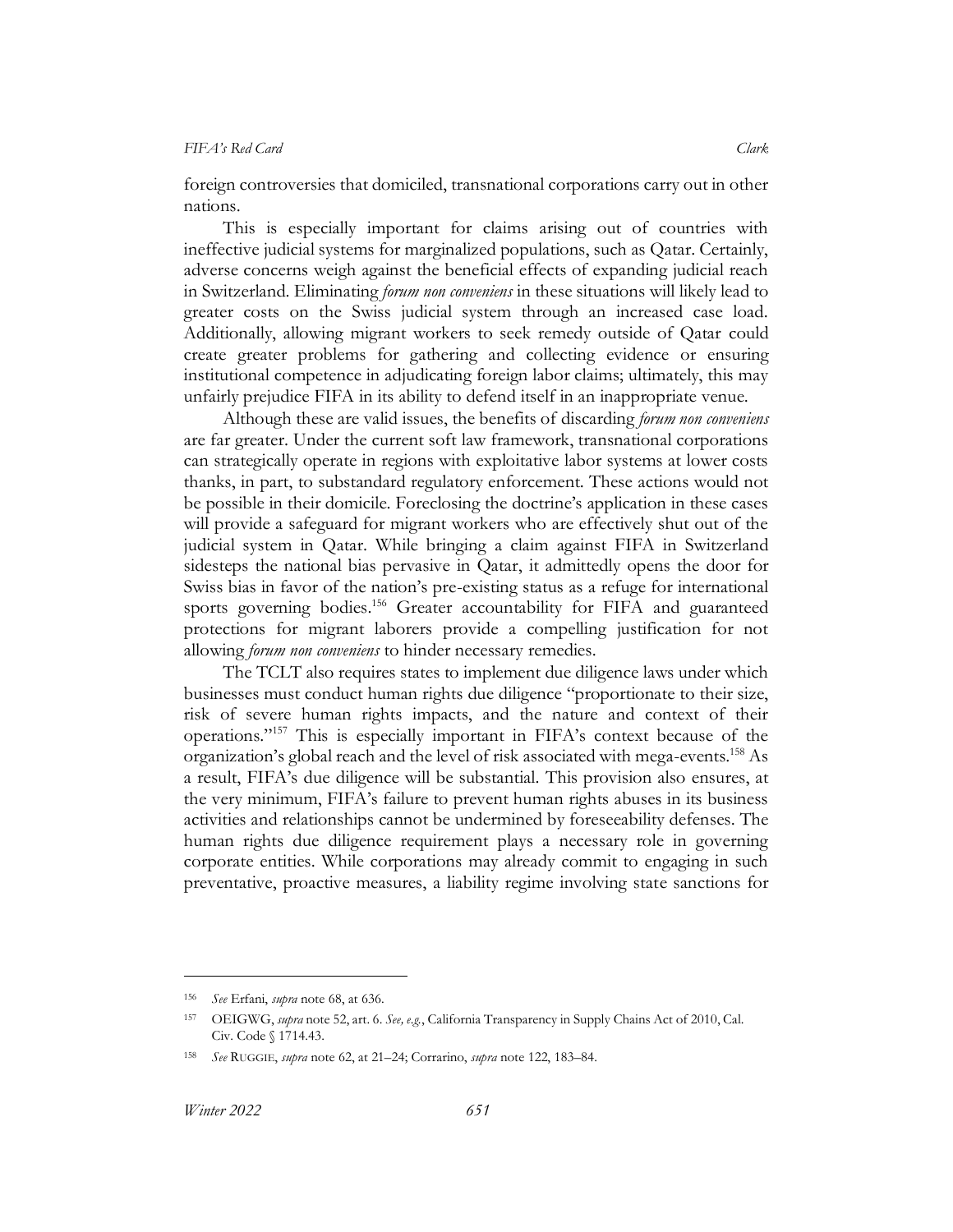foreign controversies that domiciled, transnational corporations carry out in other nations.

This is especially important for claims arising out of countries with ineffective judicial systems for marginalized populations, such as Qatar. Certainly, adverse concerns weigh against the beneficial effects of expanding judicial reach in Switzerland. Eliminating *forum non conveniens* in these situations will likely lead to greater costs on the Swiss judicial system through an increased case load. Additionally, allowing migrant workers to seek remedy outside of Qatar could create greater problems for gathering and collecting evidence or ensuring institutional competence in adjudicating foreign labor claims; ultimately, this may unfairly prejudice FIFA in its ability to defend itself in an inappropriate venue.

Although these are valid issues, the benefits of discarding *forum non conveniens* are far greater. Under the current soft law framework, transnational corporations can strategically operate in regions with exploitative labor systems at lower costs thanks, in part, to substandard regulatory enforcement. These actions would not be possible in their domicile. Foreclosing the doctrine's application in these cases will provide a safeguard for migrant workers who are effectively shut out of the judicial system in Qatar. While bringing a claim against FIFA in Switzerland sidesteps the national bias pervasive in Qatar, it admittedly opens the door for Swiss bias in favor of the nation's pre-existing status as a refuge for international sports governing bodies.[156] Greater accountability for FIFA and guaranteed protections for migrant laborers provide a compelling justification for not allowing *forum non conveniens* to hinder necessary remedies.

The TCLT also requires states to implement due diligence laws under which businesses must conduct human rights due diligence "proportionate to their size, risk of severe human rights impacts, and the nature and context of their operations."[157] This is especially important in FIFA's context because of the organization's global reach and the level of risk associated with mega-events.[158] As a result, FIFA's due diligence will be substantial. This provision also ensures, at the very minimum, FIFA's failure to prevent human rights abuses in its business activities and relationships cannot be undermined by foreseeability defenses. The human rights due diligence requirement plays a necessary role in governing corporate entities. While corporations may already commit to engaging in such preventative, proactive measures, a liability regime involving state sanctions for

---

[156] *See* Erfani, *supra* note 68, at 636.

[157] OEIGWG, *supra* note 52, art. 6. *See, e.g.*, California Transparency in Supply Chains Act of 2010, Cal. Civ. Code § 1714.43.

[158] *See* RUGGIE, *supra* note 62, at 21–24; Corrarino, *supra* note 122, 183–84.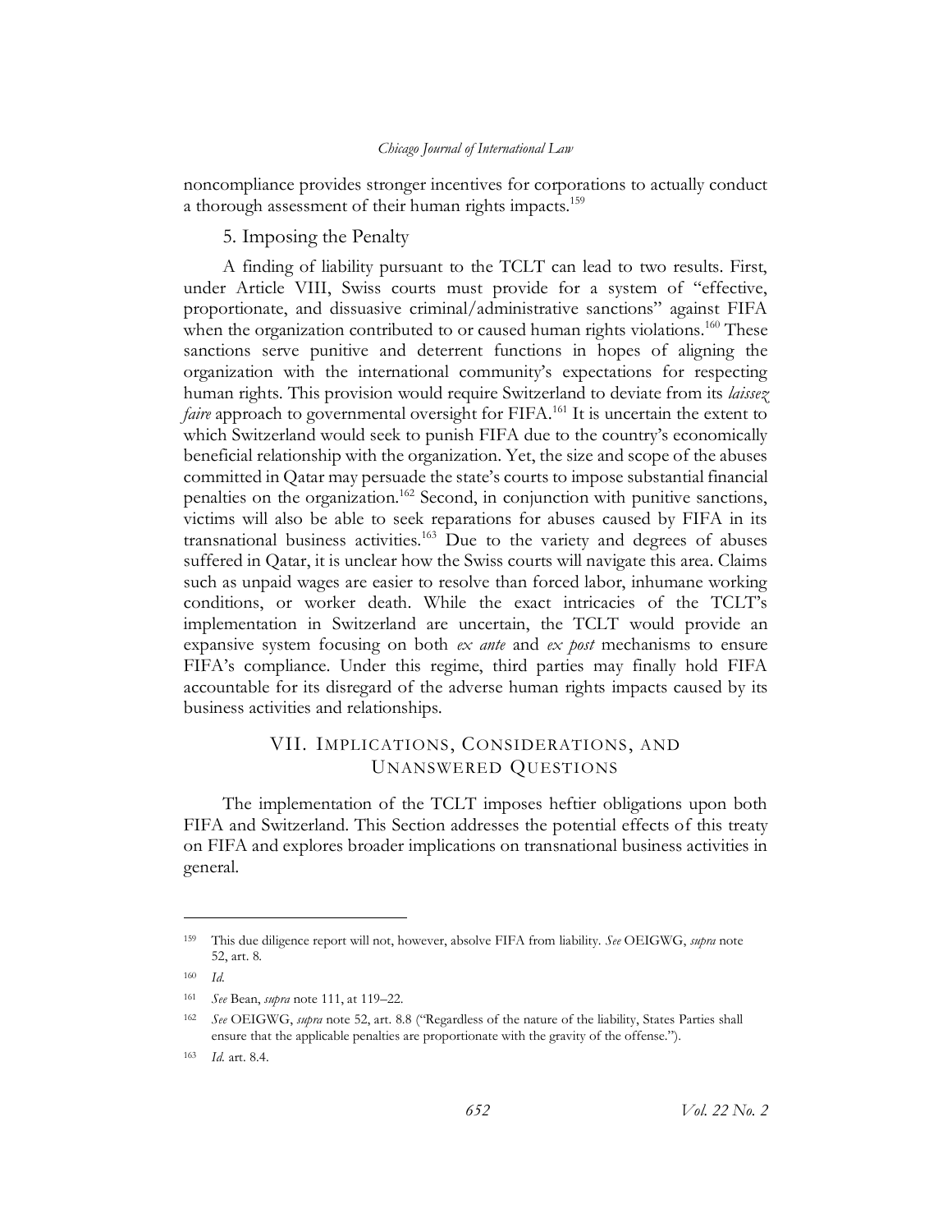noncompliance provides stronger incentives for corporations to actually conduct a thorough assessment of their human rights impacts.[159]

### 5. Imposing the Penalty

A finding of liability pursuant to the TCLT can lead to two results. First, under Article VIII, Swiss courts must provide for a system of "effective, proportionate, and dissuasive criminal/administrative sanctions" against FIFA when the organization contributed to or caused human rights violations.[160] These sanctions serve punitive and deterrent functions in hopes of aligning the organization with the international community's expectations for respecting human rights. This provision would require Switzerland to deviate from its *laissez faire* approach to governmental oversight for FIFA.[161] It is uncertain the extent to which Switzerland would seek to punish FIFA due to the country's economically beneficial relationship with the organization. Yet, the size and scope of the abuses committed in Qatar may persuade the state's courts to impose substantial financial penalties on the organization.[162] Second, in conjunction with punitive sanctions, victims will also be able to seek reparations for abuses caused by FIFA in its transnational business activities.[163] Due to the variety and degrees of abuses suffered in Qatar, it is unclear how the Swiss courts will navigate this area. Claims such as unpaid wages are easier to resolve than forced labor, inhumane working conditions, or worker death. While the exact intricacies of the TCLT's implementation in Switzerland are uncertain, the TCLT would provide an expansive system focusing on both *ex ante* and *ex post* mechanisms to ensure FIFA's compliance. Under this regime, third parties may finally hold FIFA accountable for its disregard of the adverse human rights impacts caused by its business activities and relationships.

## VII. Implications, Considerations, and Unanswered Questions

The implementation of the TCLT imposes heftier obligations upon both FIFA and Switzerland. This Section addresses the potential effects of this treaty on FIFA and explores broader implications on transnational business activities in general.

---

159 This due diligence report will not, however, absolve FIFA from liability. *See* OEIGWG, *supra* note 52, art. 8.

160 *Id.*

161 *See* Bean, *supra* note 111, at 119–22.

162 *See* OEIGWG, *supra* note 52, art. 8.8 ("Regardless of the nature of the liability, States Parties shall ensure that the applicable penalties are proportionate with the gravity of the offense.").

163 *Id.* art. 8.4.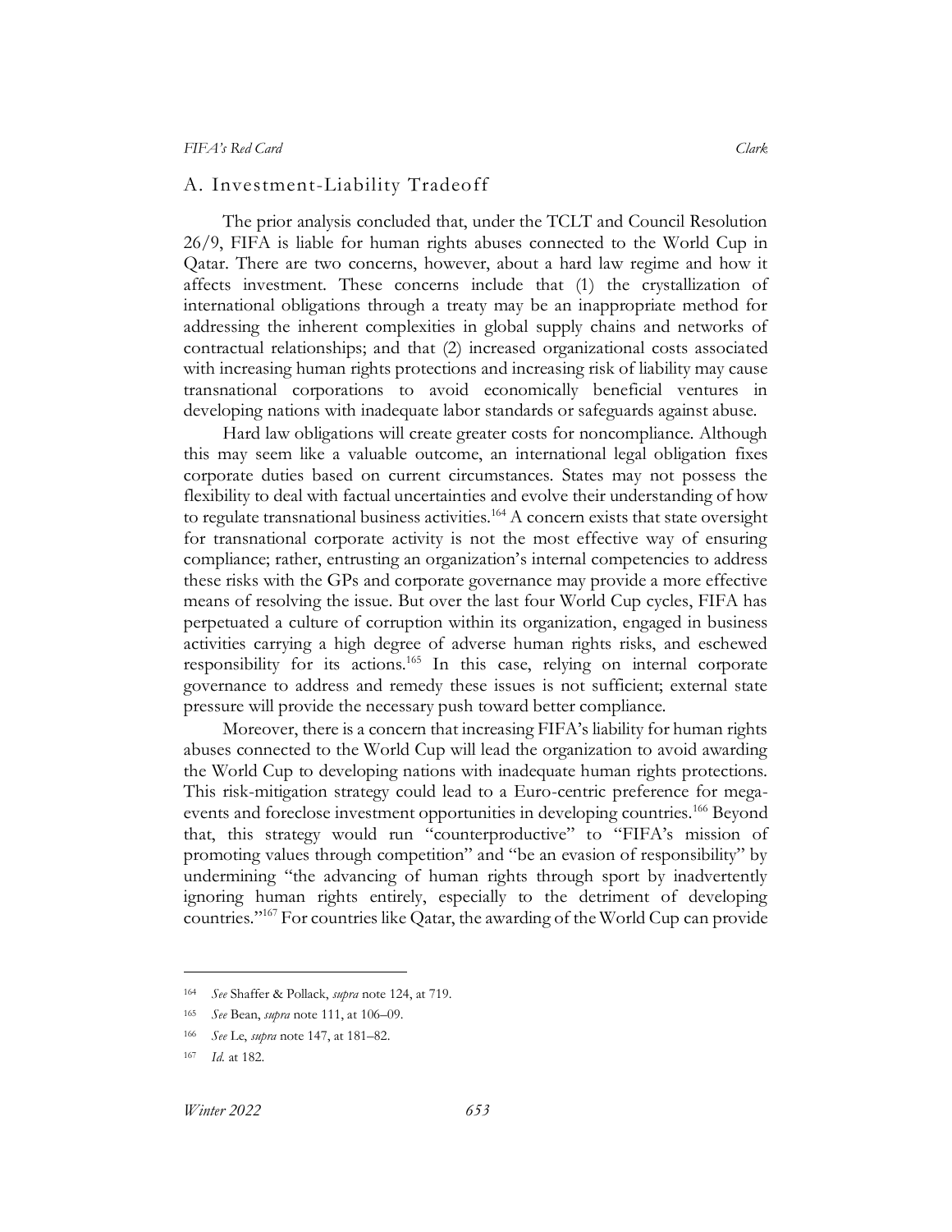## A. Investment-Liability Tradeoff

The prior analysis concluded that, under the TCLT and Council Resolution 26/9, FIFA is liable for human rights abuses connected to the World Cup in Qatar. There are two concerns, however, about a hard law regime and how it affects investment. These concerns include that (1) the crystallization of international obligations through a treaty may be an inappropriate method for addressing the inherent complexities in global supply chains and networks of contractual relationships; and that (2) increased organizational costs associated with increasing human rights protections and increasing risk of liability may cause transnational corporations to avoid economically beneficial ventures in developing nations with inadequate labor standards or safeguards against abuse.

Hard law obligations will create greater costs for noncompliance. Although this may seem like a valuable outcome, an international legal obligation fixes corporate duties based on current circumstances. States may not possess the flexibility to deal with factual uncertainties and evolve their understanding of how to regulate transnational business activities.[164] A concern exists that state oversight for transnational corporate activity is not the most effective way of ensuring compliance; rather, entrusting an organization's internal competencies to address these risks with the GPs and corporate governance may provide a more effective means of resolving the issue. But over the last four World Cup cycles, FIFA has perpetuated a culture of corruption within its organization, engaged in business activities carrying a high degree of adverse human rights risks, and eschewed responsibility for its actions.[165] In this case, relying on internal corporate governance to address and remedy these issues is not sufficient; external state pressure will provide the necessary push toward better compliance.

Moreover, there is a concern that increasing FIFA's liability for human rights abuses connected to the World Cup will lead the organization to avoid awarding the World Cup to developing nations with inadequate human rights protections. This risk-mitigation strategy could lead to a Euro-centric preference for mega-events and foreclose investment opportunities in developing countries.[166] Beyond that, this strategy would run "counterproductive" to "FIFA's mission of promoting values through competition" and "be an evasion of responsibility" by undermining "the advancing of human rights through sport by inadvertently ignoring human rights entirely, especially to the detriment of developing countries."[167] For countries like Qatar, the awarding of the World Cup can provide

---

164 *See* Shaffer & Pollack, *supra* note 124, at 719.

165 *See* Bean, *supra* note 111, at 106–09.

166 *See* Le, *supra* note 147, at 181–82.

167 *Id.* at 182.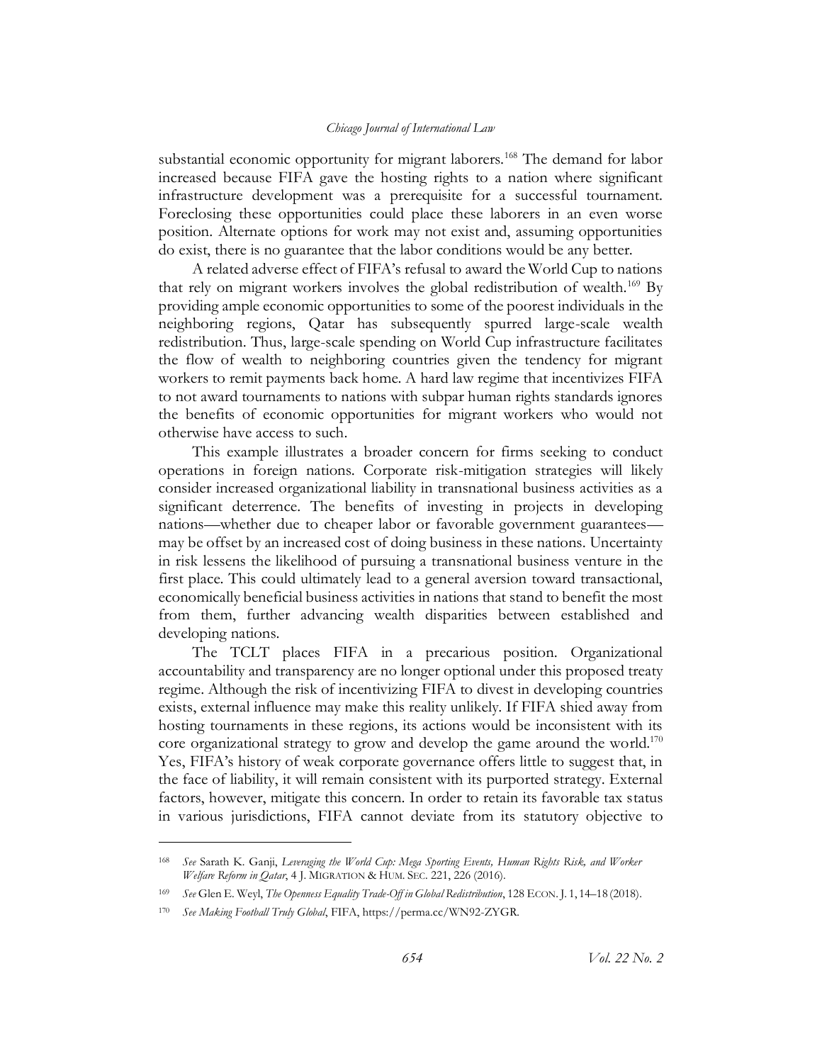substantial economic opportunity for migrant laborers.[168] The demand for labor increased because FIFA gave the hosting rights to a nation where significant infrastructure development was a prerequisite for a successful tournament. Foreclosing these opportunities could place these laborers in an even worse position. Alternate options for work may not exist and, assuming opportunities do exist, there is no guarantee that the labor conditions would be any better.

A related adverse effect of FIFA's refusal to award the World Cup to nations that rely on migrant workers involves the global redistribution of wealth.[169] By providing ample economic opportunities to some of the poorest individuals in the neighboring regions, Qatar has subsequently spurred large-scale wealth redistribution. Thus, large-scale spending on World Cup infrastructure facilitates the flow of wealth to neighboring countries given the tendency for migrant workers to remit payments back home. A hard law regime that incentivizes FIFA to not award tournaments to nations with subpar human rights standards ignores the benefits of economic opportunities for migrant workers who would not otherwise have access to such.

This example illustrates a broader concern for firms seeking to conduct operations in foreign nations. Corporate risk-mitigation strategies will likely consider increased organizational liability in transnational business activities as a significant deterrence. The benefits of investing in projects in developing nations—whether due to cheaper labor or favorable government guarantees—may be offset by an increased cost of doing business in these nations. Uncertainty in risk lessens the likelihood of pursuing a transnational business venture in the first place. This could ultimately lead to a general aversion toward transactional, economically beneficial business activities in nations that stand to benefit the most from them, further advancing wealth disparities between established and developing nations.

The TCLT places FIFA in a precarious position. Organizational accountability and transparency are no longer optional under this proposed treaty regime. Although the risk of incentivizing FIFA to divest in developing countries exists, external influence may make this reality unlikely. If FIFA shied away from hosting tournaments in these regions, its actions would be inconsistent with its core organizational strategy to grow and develop the game around the world.[170] Yes, FIFA's history of weak corporate governance offers little to suggest that, in the face of liability, it will remain consistent with its purported strategy. External factors, however, mitigate this concern. In order to retain its favorable tax status in various jurisdictions, FIFA cannot deviate from its statutory objective to

---

[168] *See* Sarath K. Ganji, *Leveraging the World Cup: Mega Sporting Events, Human Rights Risk, and Worker Welfare Reform in Qatar*, 4 J. MIGRATION & HUM. SEC. 221, 226 (2016).

[169] *See* Glen E. Weyl, *The Openness Equality Trade-Off in Global Redistribution*, 128 ECON. J. 1, 14–18 (2018).

[170] *See Making Football Truly Global*, FIFA, https://perma.cc/WN92-ZYGR.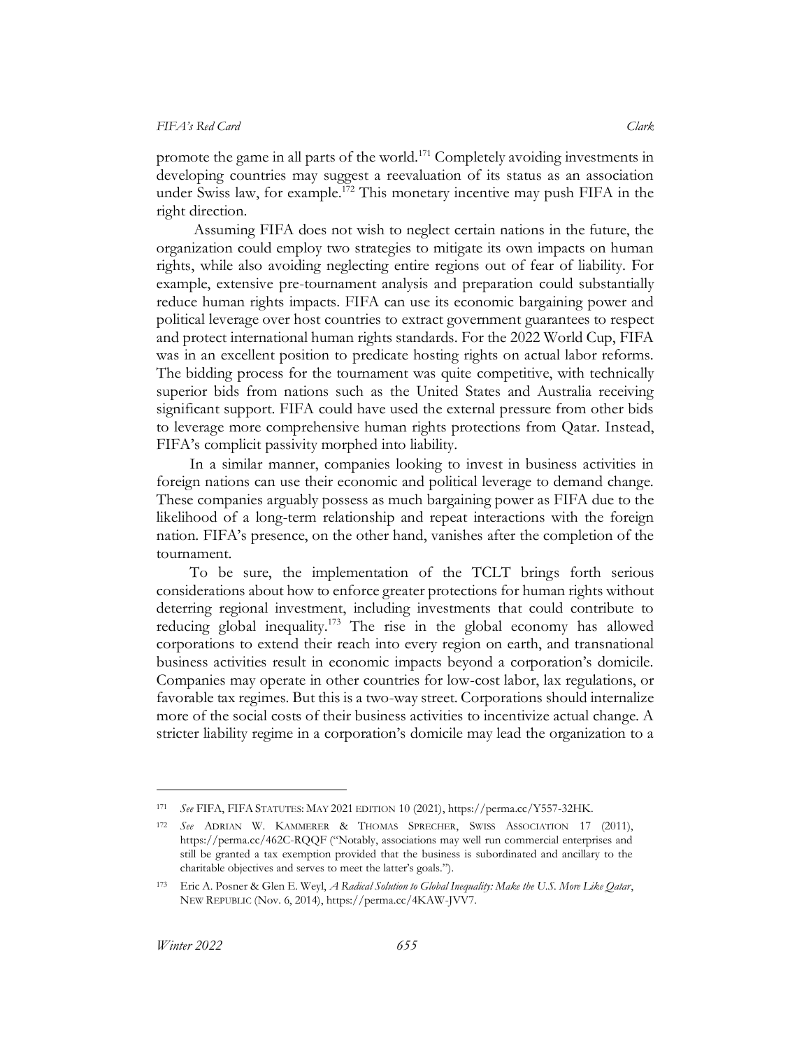promote the game in all parts of the world.[171] Completely avoiding investments in developing countries may suggest a reevaluation of its status as an association under Swiss law, for example.[172] This monetary incentive may push FIFA in the right direction.

Assuming FIFA does not wish to neglect certain nations in the future, the organization could employ two strategies to mitigate its own impacts on human rights, while also avoiding neglecting entire regions out of fear of liability. For example, extensive pre-tournament analysis and preparation could substantially reduce human rights impacts. FIFA can use its economic bargaining power and political leverage over host countries to extract government guarantees to respect and protect international human rights standards. For the 2022 World Cup, FIFA was in an excellent position to predicate hosting rights on actual labor reforms. The bidding process for the tournament was quite competitive, with technically superior bids from nations such as the United States and Australia receiving significant support. FIFA could have used the external pressure from other bids to leverage more comprehensive human rights protections from Qatar. Instead, FIFA's complicit passivity morphed into liability.

In a similar manner, companies looking to invest in business activities in foreign nations can use their economic and political leverage to demand change. These companies arguably possess as much bargaining power as FIFA due to the likelihood of a long-term relationship and repeat interactions with the foreign nation. FIFA's presence, on the other hand, vanishes after the completion of the tournament.

To be sure, the implementation of the TCLT brings forth serious considerations about how to enforce greater protections for human rights without deterring regional investment, including investments that could contribute to reducing global inequality.[173] The rise in the global economy has allowed corporations to extend their reach into every region on earth, and transnational business activities result in economic impacts beyond a corporation's domicile. Companies may operate in other countries for low-cost labor, lax regulations, or favorable tax regimes. But this is a two-way street. Corporations should internalize more of the social costs of their business activities to incentivize actual change. A stricter liability regime in a corporation's domicile may lead the organization to a

---

[171] *See* FIFA, FIFA STATUTES: MAY 2021 EDITION 10 (2021), https://perma.cc/Y557-32HK.

[172] *See* ADRIAN W. KAMMERER & THOMAS SPRECHER, SWISS ASSOCIATION 17 (2011), https://perma.cc/462C-RQQF ("Notably, associations may well run commercial enterprises and still be granted a tax exemption provided that the business is subordinated and ancillary to the charitable objectives and serves to meet the latter's goals.").

[173] Eric A. Posner & Glen E. Weyl, *A Radical Solution to Global Inequality: Make the U.S. More Like Qatar*, NEW REPUBLIC (Nov. 6, 2014), https://perma.cc/4KAW-JVV7.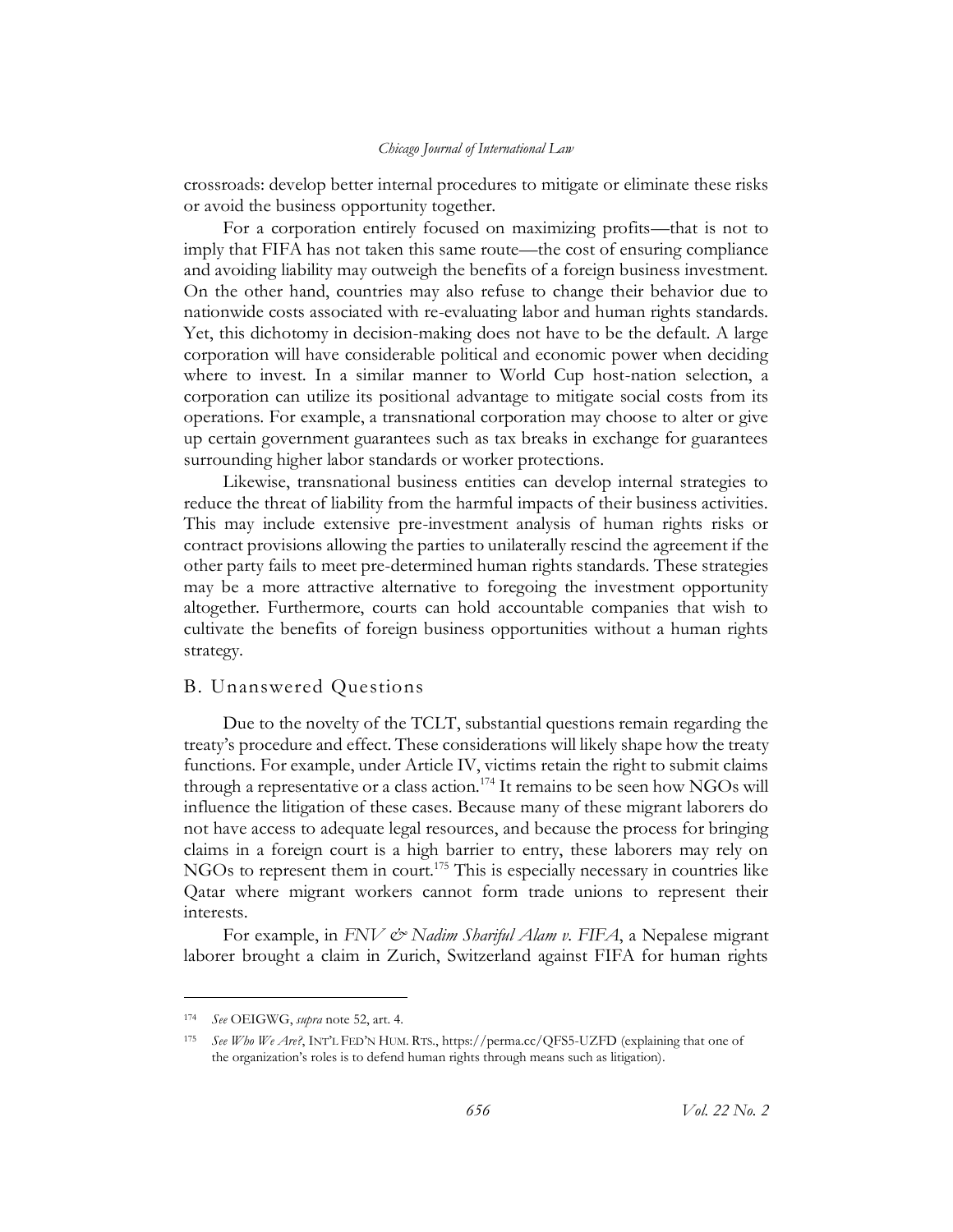crossroads: develop better internal procedures to mitigate or eliminate these risks or avoid the business opportunity together.

For a corporation entirely focused on maximizing profits—that is not to imply that FIFA has not taken this same route—the cost of ensuring compliance and avoiding liability may outweigh the benefits of a foreign business investment. On the other hand, countries may also refuse to change their behavior due to nationwide costs associated with re-evaluating labor and human rights standards. Yet, this dichotomy in decision-making does not have to be the default. A large corporation will have considerable political and economic power when deciding where to invest. In a similar manner to World Cup host-nation selection, a corporation can utilize its positional advantage to mitigate social costs from its operations. For example, a transnational corporation may choose to alter or give up certain government guarantees such as tax breaks in exchange for guarantees surrounding higher labor standards or worker protections.

Likewise, transnational business entities can develop internal strategies to reduce the threat of liability from the harmful impacts of their business activities. This may include extensive pre-investment analysis of human rights risks or contract provisions allowing the parties to unilaterally rescind the agreement if the other party fails to meet pre-determined human rights standards. These strategies may be a more attractive alternative to foregoing the investment opportunity altogether. Furthermore, courts can hold accountable companies that wish to cultivate the benefits of foreign business opportunities without a human rights strategy.

## B. Unanswered Questions

Due to the novelty of the TCLT, substantial questions remain regarding the treaty's procedure and effect. These considerations will likely shape how the treaty functions. For example, under Article IV, victims retain the right to submit claims through a representative or a class action.[174] It remains to be seen how NGOs will influence the litigation of these cases. Because many of these migrant laborers do not have access to adequate legal resources, and because the process for bringing claims in a foreign court is a high barrier to entry, these laborers may rely on NGOs to represent them in court.[175] This is especially necessary in countries like Qatar where migrant workers cannot form trade unions to represent their interests.

For example, in *FNV & Nadim Shariful Alam v. FIFA*, a Nepalese migrant laborer brought a claim in Zurich, Switzerland against FIFA for human rights

---

[174] *See* OEIGWG, *supra* note 52, art. 4.

[175] *See Who We Are?*, INT'L FED'N HUM. RTS., https://perma.cc/QFS5-UZFD (explaining that one of the organization's roles is to defend human rights through means such as litigation).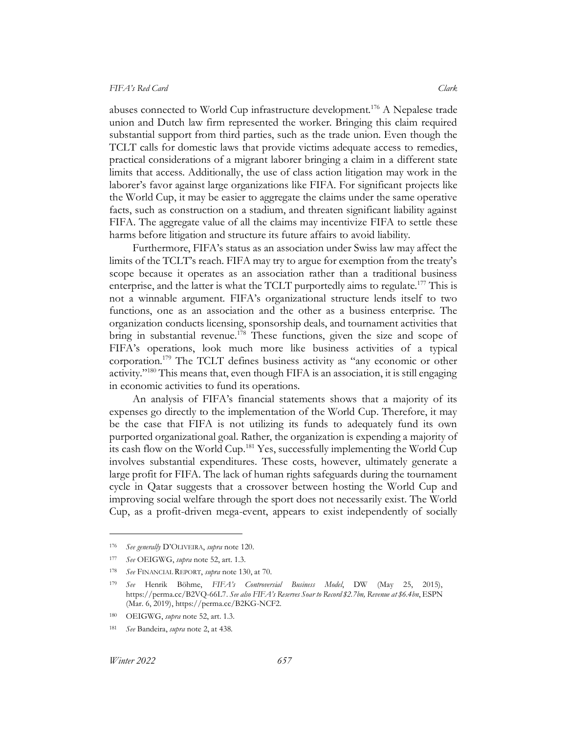abuses connected to World Cup infrastructure development.[176] A Nepalese trade union and Dutch law firm represented the worker. Bringing this claim required substantial support from third parties, such as the trade union. Even though the TCLT calls for domestic laws that provide victims adequate access to remedies, practical considerations of a migrant laborer bringing a claim in a different state limits that access. Additionally, the use of class action litigation may work in the laborer's favor against large organizations like FIFA. For significant projects like the World Cup, it may be easier to aggregate the claims under the same operative facts, such as construction on a stadium, and threaten significant liability against FIFA. The aggregate value of all the claims may incentivize FIFA to settle these harms before litigation and structure its future affairs to avoid liability.

Furthermore, FIFA's status as an association under Swiss law may affect the limits of the TCLT's reach. FIFA may try to argue for exemption from the treaty's scope because it operates as an association rather than a traditional business enterprise, and the latter is what the TCLT purportedly aims to regulate.[177] This is not a winnable argument. FIFA's organizational structure lends itself to two functions, one as an association and the other as a business enterprise. The organization conducts licensing, sponsorship deals, and tournament activities that bring in substantial revenue.[178] These functions, given the size and scope of FIFA's operations, look much more like business activities of a typical corporation.[179] The TCLT defines business activity as "any economic or other activity."[180] This means that, even though FIFA is an association, it is still engaging in economic activities to fund its operations.

An analysis of FIFA's financial statements shows that a majority of its expenses go directly to the implementation of the World Cup. Therefore, it may be the case that FIFA is not utilizing its funds to adequately fund its own purported organizational goal. Rather, the organization is expending a majority of its cash flow on the World Cup.[181] Yes, successfully implementing the World Cup involves substantial expenditures. These costs, however, ultimately generate a large profit for FIFA. The lack of human rights safeguards during the tournament cycle in Qatar suggests that a crossover between hosting the World Cup and improving social welfare through the sport does not necessarily exist. The World Cup, as a profit-driven mega-event, appears to exist independently of socially

---

[176] *See generally* D'OLIVEIRA, *supra* note 120.

[177] *See* OEIGWG, *supra* note 52, art. 1.3.

[178] *See* FINANCIAL REPORT, *supra* note 130, at 70.

[179] *See* Henrik Böhme, *FIFA's Controversial Business Model*, DW (May 25, 2015), https://perma.cc/B2VQ-66L7. *See also FIFA's Reserves Soar to Record $2.7bn, Revenue at $6.4bn*, ESPN (Mar. 6, 2019), https://perma.cc/B2KG-NCF2.

[180] OEIGWG, *supra* note 52, art. 1.3.

[181] *See* Bandeira, *supra* note 2, at 438.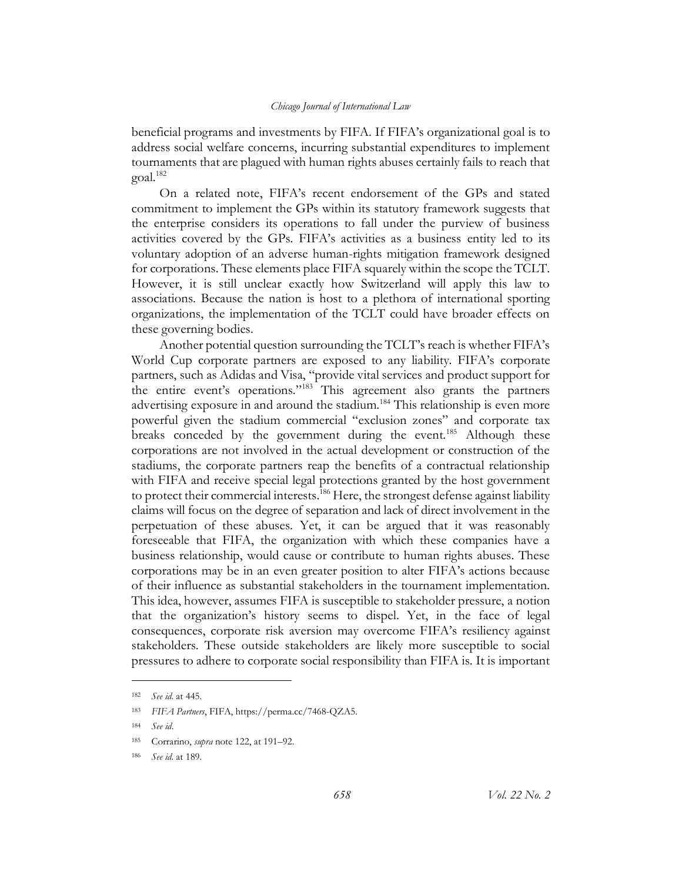beneficial programs and investments by FIFA. If FIFA's organizational goal is to address social welfare concerns, incurring substantial expenditures to implement tournaments that are plagued with human rights abuses certainly fails to reach that goal.[182]

On a related note, FIFA's recent endorsement of the GPs and stated commitment to implement the GPs within its statutory framework suggests that the enterprise considers its operations to fall under the purview of business activities covered by the GPs. FIFA's activities as a business entity led to its voluntary adoption of an adverse human-rights mitigation framework designed for corporations. These elements place FIFA squarely within the scope the TCLT. However, it is still unclear exactly how Switzerland will apply this law to associations. Because the nation is host to a plethora of international sporting organizations, the implementation of the TCLT could have broader effects on these governing bodies.

Another potential question surrounding the TCLT's reach is whether FIFA's World Cup corporate partners are exposed to any liability. FIFA's corporate partners, such as Adidas and Visa, "provide vital services and product support for the entire event's operations."[183] This agreement also grants the partners advertising exposure in and around the stadium.[184] This relationship is even more powerful given the stadium commercial "exclusion zones" and corporate tax breaks conceded by the government during the event.[185] Although these corporations are not involved in the actual development or construction of the stadiums, the corporate partners reap the benefits of a contractual relationship with FIFA and receive special legal protections granted by the host government to protect their commercial interests.[186] Here, the strongest defense against liability claims will focus on the degree of separation and lack of direct involvement in the perpetuation of these abuses. Yet, it can be argued that it was reasonably foreseeable that FIFA, the organization with which these companies have a business relationship, would cause or contribute to human rights abuses. These corporations may be in an even greater position to alter FIFA's actions because of their influence as substantial stakeholders in the tournament implementation. This idea, however, assumes FIFA is susceptible to stakeholder pressure, a notion that the organization's history seems to dispel. Yet, in the face of legal consequences, corporate risk aversion may overcome FIFA's resiliency against stakeholders. These outside stakeholders are likely more susceptible to social pressures to adhere to corporate social responsibility than FIFA is. It is important

---

[182] *See id.* at 445.

[183] *FIFA Partners*, FIFA, https://perma.cc/7468-QZA5.

[184] *See id.*

[185] Corrarino, *supra* note 122, at 191–92.

[186] *See id.* at 189.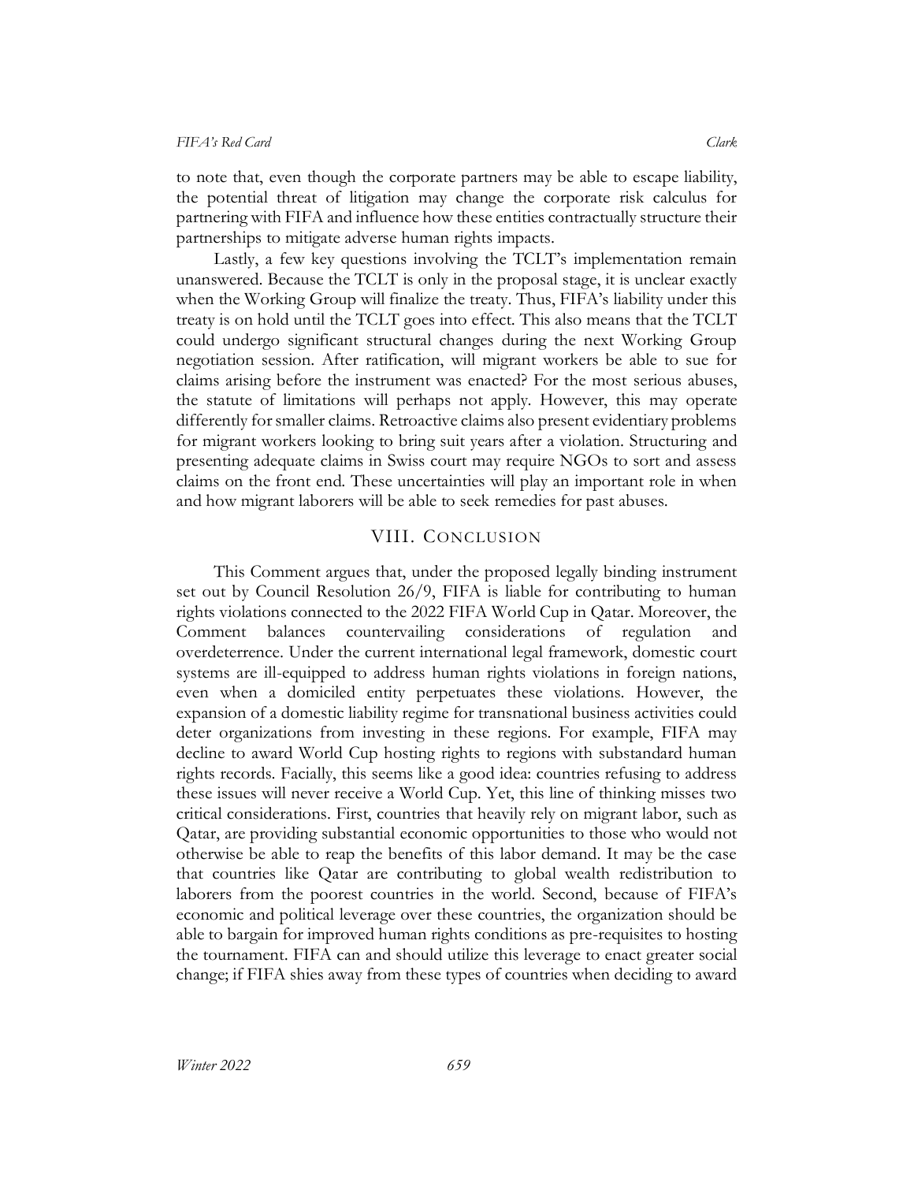to note that, even though the corporate partners may be able to escape liability, the potential threat of litigation may change the corporate risk calculus for partnering with FIFA and influence how these entities contractually structure their partnerships to mitigate adverse human rights impacts.

Lastly, a few key questions involving the TCLT's implementation remain unanswered. Because the TCLT is only in the proposal stage, it is unclear exactly when the Working Group will finalize the treaty. Thus, FIFA's liability under this treaty is on hold until the TCLT goes into effect. This also means that the TCLT could undergo significant structural changes during the next Working Group negotiation session. After ratification, will migrant workers be able to sue for claims arising before the instrument was enacted? For the most serious abuses, the statute of limitations will perhaps not apply. However, this may operate differently for smaller claims. Retroactive claims also present evidentiary problems for migrant workers looking to bring suit years after a violation. Structuring and presenting adequate claims in Swiss court may require NGOs to sort and assess claims on the front end. These uncertainties will play an important role in when and how migrant laborers will be able to seek remedies for past abuses.

## VIII. Conclusion

This Comment argues that, under the proposed legally binding instrument set out by Council Resolution 26/9, FIFA is liable for contributing to human rights violations connected to the 2022 FIFA World Cup in Qatar. Moreover, the Comment balances countervailing considerations of regulation and overdeterrence. Under the current international legal framework, domestic court systems are ill-equipped to address human rights violations in foreign nations, even when a domiciled entity perpetuates these violations. However, the expansion of a domestic liability regime for transnational business activities could deter organizations from investing in these regions. For example, FIFA may decline to award World Cup hosting rights to regions with substandard human rights records. Facially, this seems like a good idea: countries refusing to address these issues will never receive a World Cup. Yet, this line of thinking misses two critical considerations. First, countries that heavily rely on migrant labor, such as Qatar, are providing substantial economic opportunities to those who would not otherwise be able to reap the benefits of this labor demand. It may be the case that countries like Qatar are contributing to global wealth redistribution to laborers from the poorest countries in the world. Second, because of FIFA's economic and political leverage over these countries, the organization should be able to bargain for improved human rights conditions as pre-requisites to hosting the tournament. FIFA can and should utilize this leverage to enact greater social change; if FIFA shies away from these types of countries when deciding to award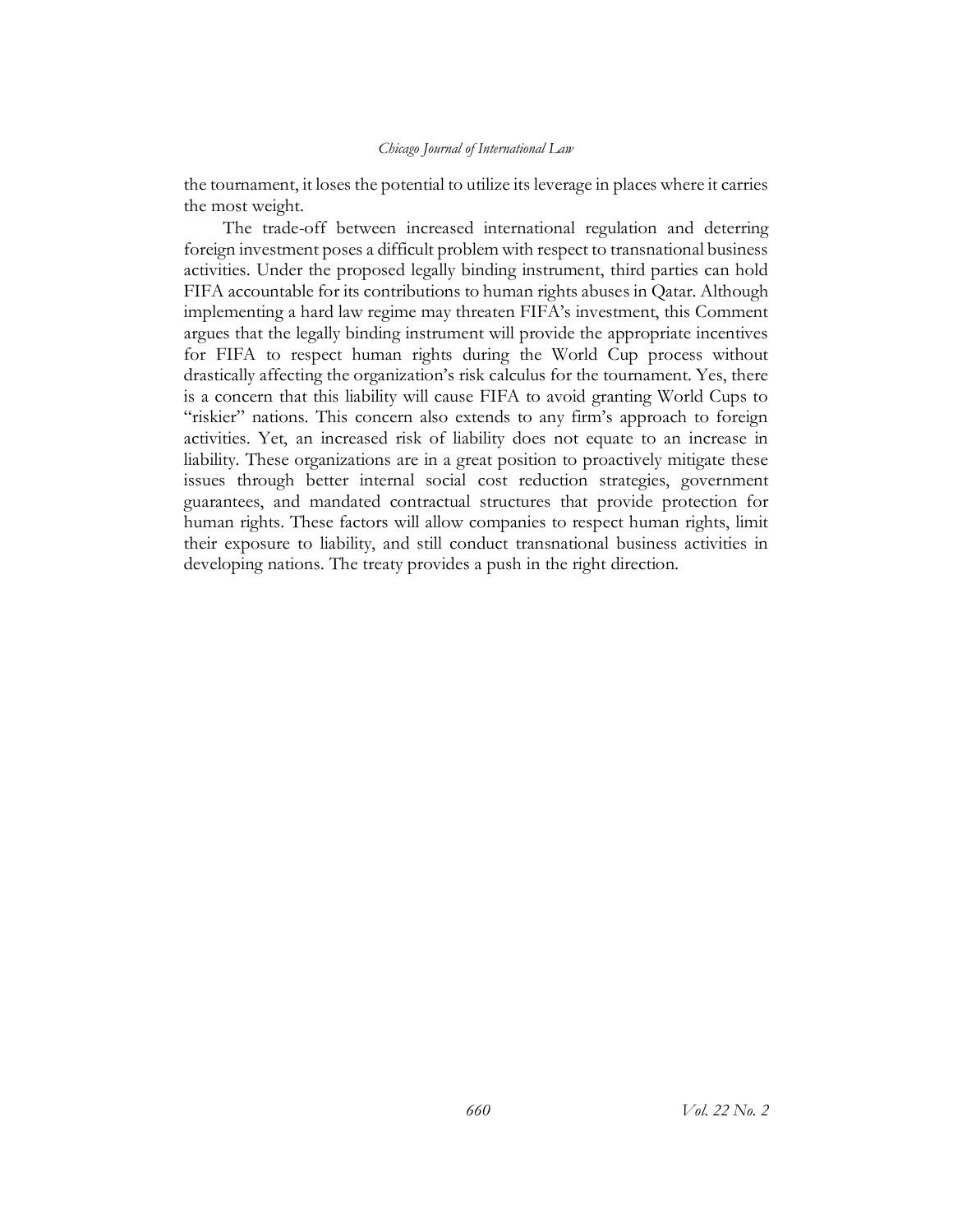the tournament, it loses the potential to utilize its leverage in places where it carries the most weight.

The trade-off between increased international regulation and deterring foreign investment poses a difficult problem with respect to transnational business activities. Under the proposed legally binding instrument, third parties can hold FIFA accountable for its contributions to human rights abuses in Qatar. Although implementing a hard law regime may threaten FIFA's investment, this Comment argues that the legally binding instrument will provide the appropriate incentives for FIFA to respect human rights during the World Cup process without drastically affecting the organization's risk calculus for the tournament. Yes, there is a concern that this liability will cause FIFA to avoid granting World Cups to "riskier" nations. This concern also extends to any firm's approach to foreign activities. Yet, an increased risk of liability does not equate to an increase in liability. These organizations are in a great position to proactively mitigate these issues through better internal social cost reduction strategies, government guarantees, and mandated contractual structures that provide protection for human rights. These factors will allow companies to respect human rights, limit their exposure to liability, and still conduct transnational business activities in developing nations. The treaty provides a push in the right direction.